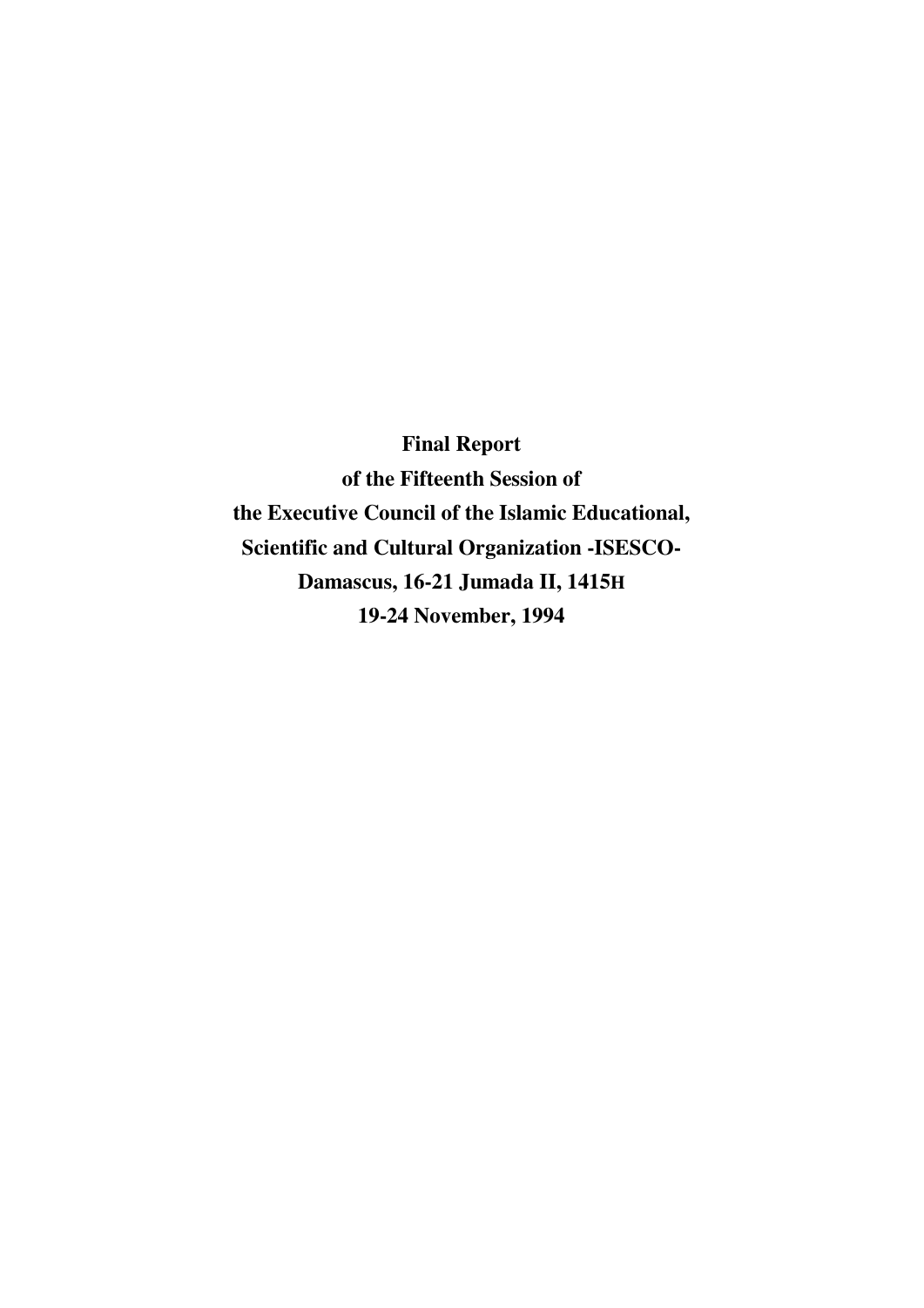**Final Report**

**of the Fifteenth Session of**

**the Executive Council of the Islamic Educational,**

**Scientific and Cultural Organization -ISESCO-**

**Damascus, 16-21 Jumada II, 1415H**

**19-24 November, 1994**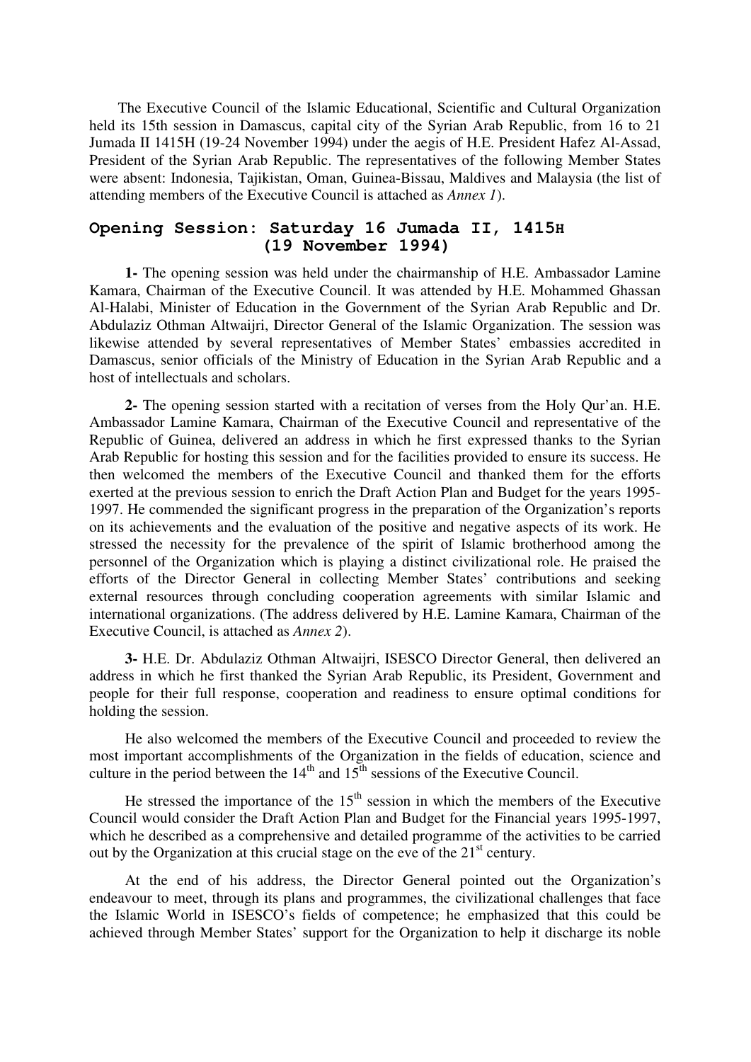The Executive Council of the Islamic Educational, Scientific and Cultural Organization held its 15th session in Damascus, capital city of the Syrian Arab Republic, from 16 to 21 Jumada II 1415H (19-24 November 1994) under the aegis of H.E. President Hafez Al-Assad, President of the Syrian Arab Republic. The representatives of the following Member States were absent: Indonesia, Tajikistan, Oman, Guinea-Bissau, Maldives and Malaysia (the list of attending members of the Executive Council is attached as *Annex 1*).

## Opening Session: Saturday 16 Jumada II, 1415H (19 November 1994)

**1-** The opening session was held under the chairmanship of H.E. Ambassador Lamine Kamara, Chairman of the Executive Council. It was attended by H.E. Mohammed Ghassan Al-Halabi, Minister of Education in the Government of the Syrian Arab Republic and Dr. Abdulaziz Othman Altwaijri, Director General of the Islamic Organization. The session was likewise attended by several representatives of Member States' embassies accredited in Damascus, senior officials of the Ministry of Education in the Syrian Arab Republic and a host of intellectuals and scholars.

**2-** The opening session started with a recitation of verses from the Holy Qur'an. H.E. Ambassador Lamine Kamara, Chairman of the Executive Council and representative of the Republic of Guinea, delivered an address in which he first expressed thanks to the Syrian Arab Republic for hosting this session and for the facilities provided to ensure its success. He then welcomed the members of the Executive Council and thanked them for the efforts exerted at the previous session to enrich the Draft Action Plan and Budget for the years 1995-1997. He commended the significant progress in the preparation of the Organization's reports on its achievements and the evaluation of the positive and negative aspects of its work. He stressed the necessity for the prevalence of the spirit of Islamic brotherhood among the personnel of the Organization which is playing a distinct civilizational role. He praised the efforts of the Director General in collecting Member States' contributions and seeking external resources through concluding cooperation agreements with similar Islamic and international organizations. (The address delivered by H.E. Lamine Kamara, Chairman of the Executive Council, is attached as *Annex 2*).

**3-** H.E. Dr. Abdulaziz Othman Altwaijri, ISESCO Director General, then delivered an address in which he first thanked the Syrian Arab Republic, its President, Government and people for their full response, cooperation and readiness to ensure optimal conditions for holding the session.

He also welcomed the members of the Executive Council and proceeded to review the most important accomplishments of the Organization in the fields of education, science and culture in the period between the 14th and 15th sessions of the Executive Council.

He stressed the importance of the 15th session in which the members of the Executive Council would consider the Draft Action Plan and Budget for the Financial years 1995-1997, which he described as a comprehensive and detailed programme of the activities to be carried out by the Organization at this crucial stage on the eve of the 21st century.

At the end of his address, the Director General pointed out the Organization's endeavour to meet, through its plans and programmes, the civilizational challenges that face the Islamic World in ISESCO's fields of competence; he emphasized that this could be achieved through Member States' support for the Organization to help it discharge its noble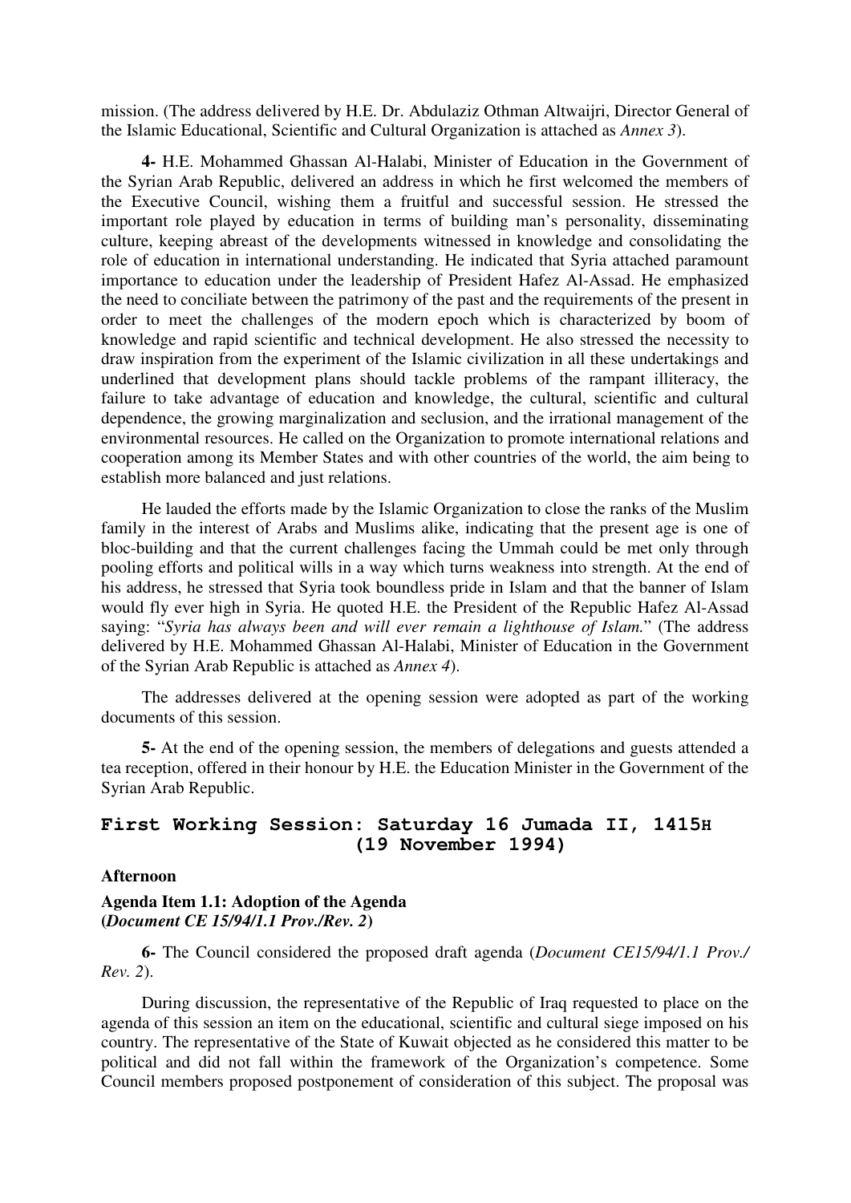mission. (The address delivered by H.E. Dr. Abdulaziz Othman Altwaijri, Director General of the Islamic Educational, Scientific and Cultural Organization is attached as *Annex 3*).

**4-** H.E. Mohammed Ghassan Al-Halabi, Minister of Education in the Government of the Syrian Arab Republic, delivered an address in which he first welcomed the members of the Executive Council, wishing them a fruitful and successful session. He stressed the important role played by education in terms of building man's personality, disseminating culture, keeping abreast of the developments witnessed in knowledge and consolidating the role of education in international understanding. He indicated that Syria attached paramount importance to education under the leadership of President Hafez Al-Assad. He emphasized the need to conciliate between the patrimony of the past and the requirements of the present in order to meet the challenges of the modern epoch which is characterized by boom of knowledge and rapid scientific and technical development. He also stressed the necessity to draw inspiration from the experiment of the Islamic civilization in all these undertakings and underlined that development plans should tackle problems of the rampant illiteracy, the failure to take advantage of education and knowledge, the cultural, scientific and cultural dependence, the growing marginalization and seclusion, and the irrational management of the environmental resources. He called on the Organization to promote international relations and cooperation among its Member States and with other countries of the world, the aim being to establish more balanced and just relations.

He lauded the efforts made by the Islamic Organization to close the ranks of the Muslim family in the interest of Arabs and Muslims alike, indicating that the present age is one of bloc-building and that the current challenges facing the Ummah could be met only through pooling efforts and political wills in a way which turns weakness into strength. At the end of his address, he stressed that Syria took boundless pride in Islam and that the banner of Islam would fly ever high in Syria. He quoted H.E. the President of the Republic Hafez Al-Assad saying: "*Syria has always been and will ever remain a lighthouse of Islam.*" (The address delivered by H.E. Mohammed Ghassan Al-Halabi, Minister of Education in the Government of the Syrian Arab Republic is attached as *Annex 4*).

The addresses delivered at the opening session were adopted as part of the working documents of this session.

**5-** At the end of the opening session, the members of delegations and guests attended a tea reception, offered in their honour by H.E. the Education Minister in the Government of the Syrian Arab Republic.

## First Working Session: Saturday 16 Jumada II, 1415H (19 November 1994)

**Afternoon**

**Agenda Item 1.1: Adoption of the Agenda**
**(*Document CE 15/94/1.1 Prov./Rev. 2*)**

**6-** The Council considered the proposed draft agenda (*Document CE15/94/1.1 Prov./ Rev. 2*).

During discussion, the representative of the Republic of Iraq requested to place on the agenda of this session an item on the educational, scientific and cultural siege imposed on his country. The representative of the State of Kuwait objected as he considered this matter to be political and did not fall within the framework of the Organization's competence. Some Council members proposed postponement of consideration of this subject. The proposal was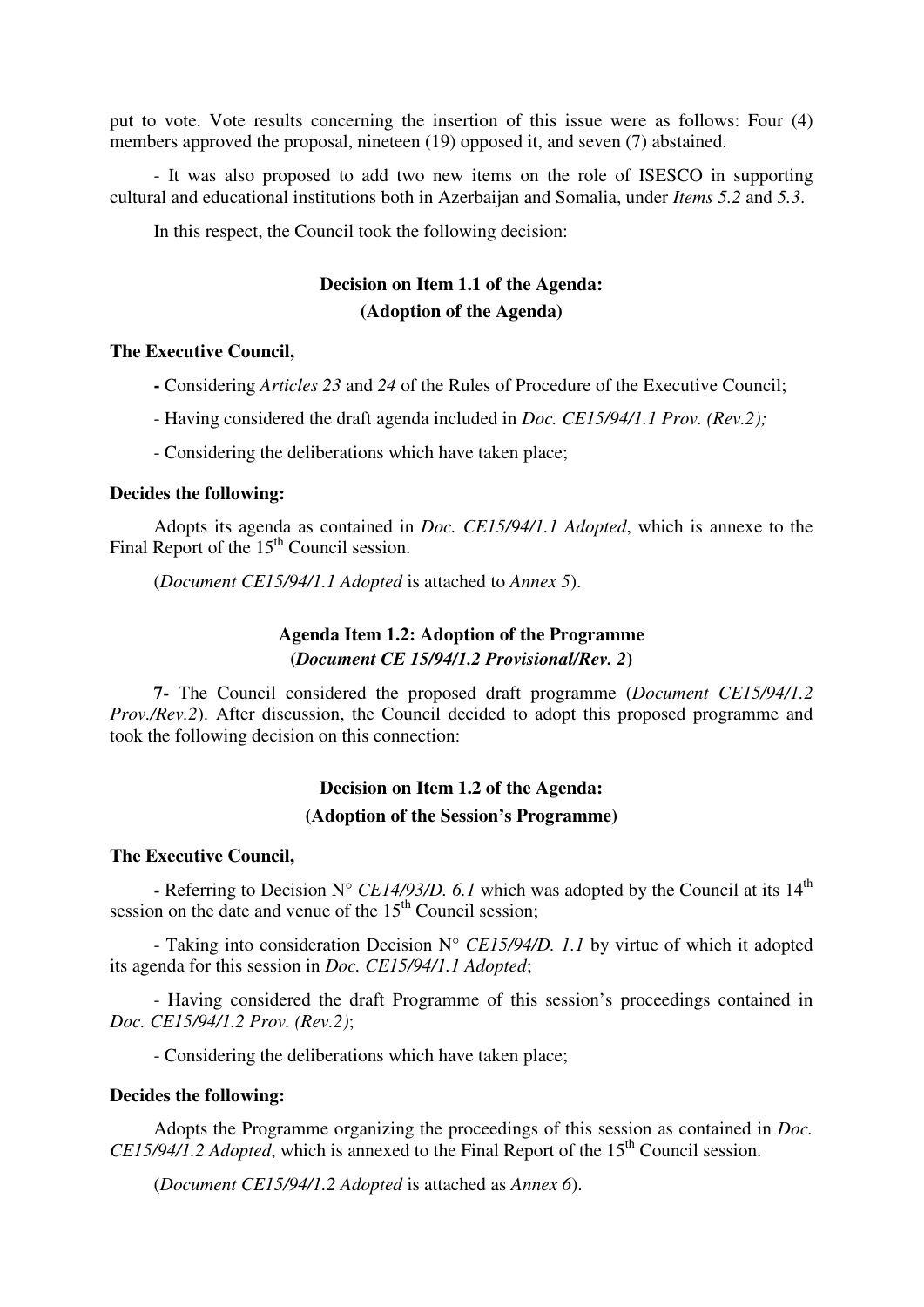put to vote. Vote results concerning the insertion of this issue were as follows: Four (4) members approved the proposal, nineteen (19) opposed it, and seven (7) abstained.

- It was also proposed to add two new items on the role of ISESCO in supporting cultural and educational institutions both in Azerbaijan and Somalia, under *Items 5.2* and *5.3*.

In this respect, the Council took the following decision:

### Decision on Item 1.1 of the Agenda:
### (Adoption of the Agenda)

**The Executive Council,**

**-** Considering *Articles 23* and *24* of the Rules of Procedure of the Executive Council;

- Having considered the draft agenda included in *Doc. CE15/94/1.1 Prov. (Rev.2);*

- Considering the deliberations which have taken place;

**Decides the following:**

Adopts its agenda as contained in *Doc. CE15/94/1.1 Adopted*, which is annexe to the Final Report of the 15th Council session.

(*Document CE15/94/1.1 Adopted* is attached to *Annex 5*).

### Agenda Item 1.2: Adoption of the Programme
### (*Document CE 15/94/1.2 Provisional/Rev. 2*)

**7-** The Council considered the proposed draft programme (*Document CE15/94/1.2 Prov./Rev.2*). After discussion, the Council decided to adopt this proposed programme and took the following decision on this connection:

### Decision on Item 1.2 of the Agenda:
### (Adoption of the Session's Programme)

**The Executive Council,**

**-** Referring to Decision N° *CE14/93/D. 6.1* which was adopted by the Council at its 14th session on the date and venue of the 15th Council session;

- Taking into consideration Decision N° *CE15/94/D. 1.1* by virtue of which it adopted its agenda for this session in *Doc. CE15/94/1.1 Adopted*;

- Having considered the draft Programme of this session's proceedings contained in *Doc. CE15/94/1.2 Prov. (Rev.2)*;

- Considering the deliberations which have taken place;

**Decides the following:**

Adopts the Programme organizing the proceedings of this session as contained in *Doc. CE15/94/1.2 Adopted*, which is annexed to the Final Report of the 15th Council session.

(*Document CE15/94/1.2 Adopted* is attached as *Annex 6*).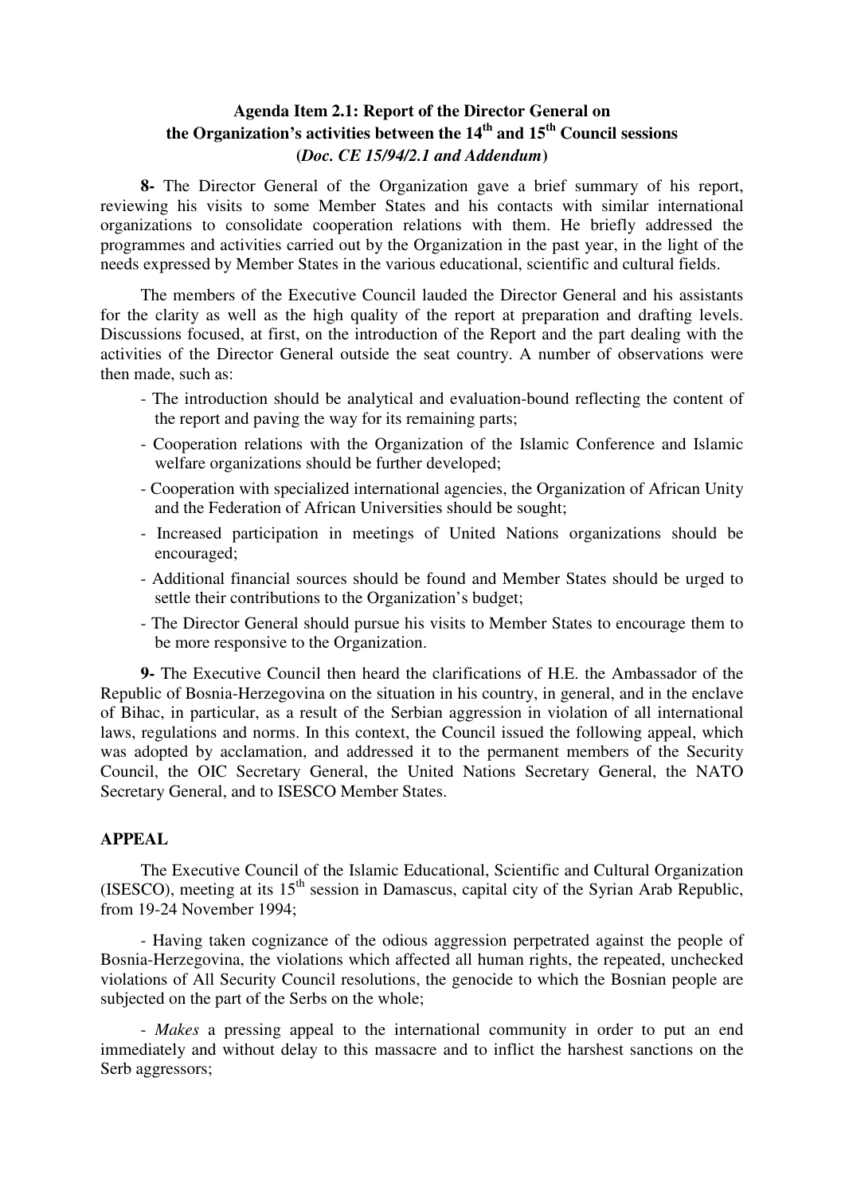**Agenda Item 2.1: Report of the Director General on the Organization's activities between the 14th and 15th Council sessions (*Doc. CE 15/94/2.1 and Addendum*)**

**8-** The Director General of the Organization gave a brief summary of his report, reviewing his visits to some Member States and his contacts with similar international organizations to consolidate cooperation relations with them. He briefly addressed the programmes and activities carried out by the Organization in the past year, in the light of the needs expressed by Member States in the various educational, scientific and cultural fields.

The members of the Executive Council lauded the Director General and his assistants for the clarity as well as the high quality of the report at preparation and drafting levels. Discussions focused, at first, on the introduction of the Report and the part dealing with the activities of the Director General outside the seat country. A number of observations were then made, such as:

- The introduction should be analytical and evaluation-bound reflecting the content of the report and paving the way for its remaining parts;
- Cooperation relations with the Organization of the Islamic Conference and Islamic welfare organizations should be further developed;
- Cooperation with specialized international agencies, the Organization of African Unity and the Federation of African Universities should be sought;
- Increased participation in meetings of United Nations organizations should be encouraged;
- Additional financial sources should be found and Member States should be urged to settle their contributions to the Organization's budget;
- The Director General should pursue his visits to Member States to encourage them to be more responsive to the Organization.

**9-** The Executive Council then heard the clarifications of H.E. the Ambassador of the Republic of Bosnia-Herzegovina on the situation in his country, in general, and in the enclave of Bihac, in particular, as a result of the Serbian aggression in violation of all international laws, regulations and norms. In this context, the Council issued the following appeal, which was adopted by acclamation, and addressed it to the permanent members of the Security Council, the OIC Secretary General, the United Nations Secretary General, the NATO Secretary General, and to ISESCO Member States.

**APPEAL**

The Executive Council of the Islamic Educational, Scientific and Cultural Organization (ISESCO), meeting at its 15th session in Damascus, capital city of the Syrian Arab Republic, from 19-24 November 1994;

- Having taken cognizance of the odious aggression perpetrated against the people of Bosnia-Herzegovina, the violations which affected all human rights, the repeated, unchecked violations of All Security Council resolutions, the genocide to which the Bosnian people are subjected on the part of the Serbs on the whole;

- *Makes* a pressing appeal to the international community in order to put an end immediately and without delay to this massacre and to inflict the harshest sanctions on the Serb aggressors;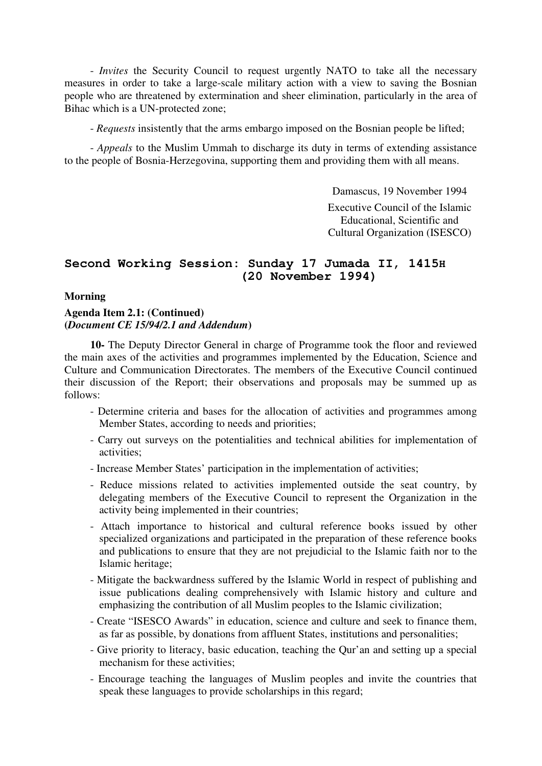- *Invites* the Security Council to request urgently NATO to take all the necessary measures in order to take a large-scale military action with a view to saving the Bosnian people who are threatened by extermination and sheer elimination, particularly in the area of Bihac which is a UN-protected zone;

- *Requests* insistently that the arms embargo imposed on the Bosnian people be lifted;

- *Appeals* to the Muslim Ummah to discharge its duty in terms of extending assistance to the people of Bosnia-Herzegovina, supporting them and providing them with all means.

Damascus, 19 November 1994

Executive Council of the Islamic Educational, Scientific and Cultural Organization (ISESCO)

## Second Working Session: Sunday 17 Jumada II, 1415H (20 November 1994)

**Morning**

**Agenda Item 2.1: (Continued)**
**(*Document CE 15/94/2.1 and Addendum*)**

**10-** The Deputy Director General in charge of Programme took the floor and reviewed the main axes of the activities and programmes implemented by the Education, Science and Culture and Communication Directorates. The members of the Executive Council continued their discussion of the Report; their observations and proposals may be summed up as follows:

- Determine criteria and bases for the allocation of activities and programmes among Member States, according to needs and priorities;
- Carry out surveys on the potentialities and technical abilities for implementation of activities;
- Increase Member States' participation in the implementation of activities;
- Reduce missions related to activities implemented outside the seat country, by delegating members of the Executive Council to represent the Organization in the activity being implemented in their countries;
- Attach importance to historical and cultural reference books issued by other specialized organizations and participated in the preparation of these reference books and publications to ensure that they are not prejudicial to the Islamic faith nor to the Islamic heritage;
- Mitigate the backwardness suffered by the Islamic World in respect of publishing and issue publications dealing comprehensively with Islamic history and culture and emphasizing the contribution of all Muslim peoples to the Islamic civilization;
- Create "ISESCO Awards" in education, science and culture and seek to finance them, as far as possible, by donations from affluent States, institutions and personalities;
- Give priority to literacy, basic education, teaching the Qur'an and setting up a special mechanism for these activities;
- Encourage teaching the languages of Muslim peoples and invite the countries that speak these languages to provide scholarships in this regard;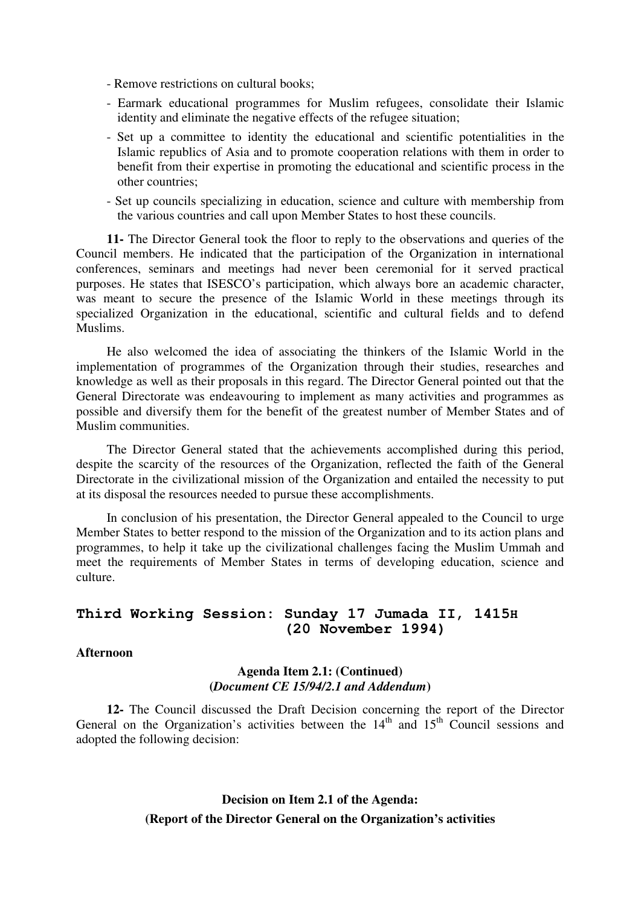- Remove restrictions on cultural books;
- Earmark educational programmes for Muslim refugees, consolidate their Islamic identity and eliminate the negative effects of the refugee situation;
- Set up a committee to identity the educational and scientific potentialities in the Islamic republics of Asia and to promote cooperation relations with them in order to benefit from their expertise in promoting the educational and scientific process in the other countries;
- Set up councils specializing in education, science and culture with membership from the various countries and call upon Member States to host these councils.

**11-** The Director General took the floor to reply to the observations and queries of the Council members. He indicated that the participation of the Organization in international conferences, seminars and meetings had never been ceremonial for it served practical purposes. He states that ISESCO's participation, which always bore an academic character, was meant to secure the presence of the Islamic World in these meetings through its specialized Organization in the educational, scientific and cultural fields and to defend Muslims.

He also welcomed the idea of associating the thinkers of the Islamic World in the implementation of programmes of the Organization through their studies, researches and knowledge as well as their proposals in this regard. The Director General pointed out that the General Directorate was endeavouring to implement as many activities and programmes as possible and diversify them for the benefit of the greatest number of Member States and of Muslim communities.

The Director General stated that the achievements accomplished during this period, despite the scarcity of the resources of the Organization, reflected the faith of the General Directorate in the civilizational mission of the Organization and entailed the necessity to put at its disposal the resources needed to pursue these accomplishments.

In conclusion of his presentation, the Director General appealed to the Council to urge Member States to better respond to the mission of the Organization and to its action plans and programmes, to help it take up the civilizational challenges facing the Muslim Ummah and meet the requirements of Member States in terms of developing education, science and culture.

## Third Working Session: Sunday 17 Jumada II, 1415H (20 November 1994)

**Afternoon**

**Agenda Item 2.1: (Continued)**
**(*Document CE 15/94/2.1 and Addendum*)**

**12-** The Council discussed the Draft Decision concerning the report of the Director General on the Organization's activities between the 14th and 15th Council sessions and adopted the following decision:

**Decision on Item 2.1 of the Agenda:**
**(Report of the Director General on the Organization's activities**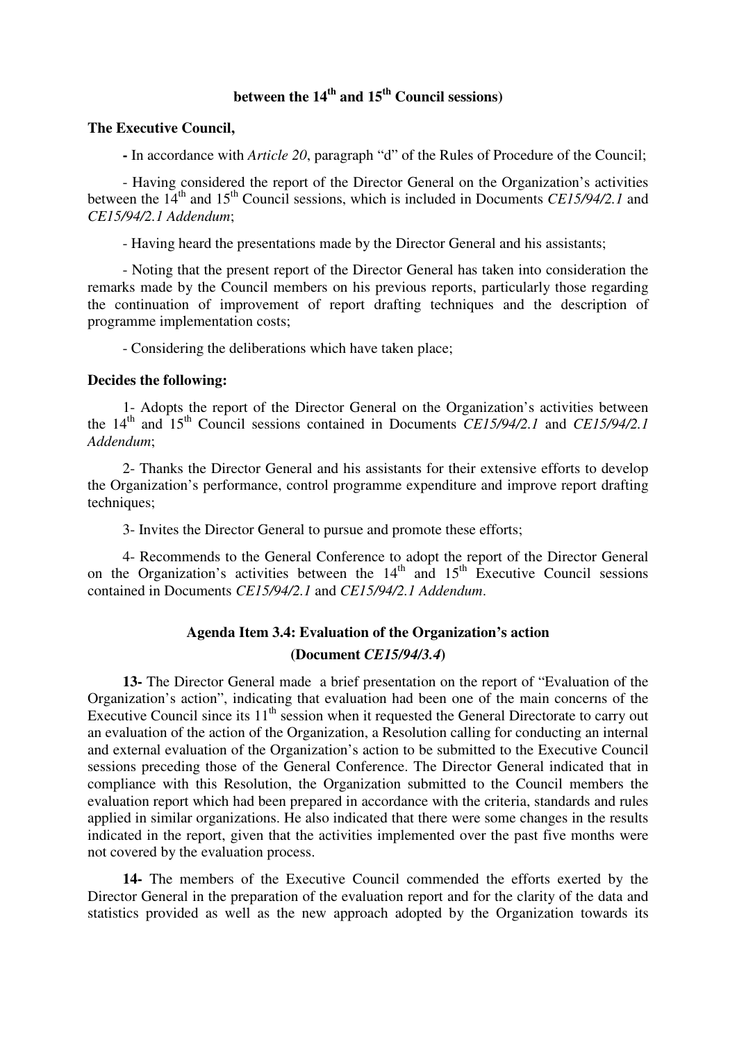**between the 14th and 15th Council sessions)**

**The Executive Council,**

**-** In accordance with *Article 20*, paragraph "d" of the Rules of Procedure of the Council;

- Having considered the report of the Director General on the Organization's activities between the 14th and 15th Council sessions, which is included in Documents *CE15/94/2.1* and *CE15/94/2.1 Addendum*;

- Having heard the presentations made by the Director General and his assistants;

- Noting that the present report of the Director General has taken into consideration the remarks made by the Council members on his previous reports, particularly those regarding the continuation of improvement of report drafting techniques and the description of programme implementation costs;

- Considering the deliberations which have taken place;

**Decides the following:**

1- Adopts the report of the Director General on the Organization's activities between the 14th and 15th Council sessions contained in Documents *CE15/94/2.1* and *CE15/94/2.1 Addendum*;

2- Thanks the Director General and his assistants for their extensive efforts to develop the Organization's performance, control programme expenditure and improve report drafting techniques;

3- Invites the Director General to pursue and promote these efforts;

4- Recommends to the General Conference to adopt the report of the Director General on the Organization's activities between the 14th and 15th Executive Council sessions contained in Documents *CE15/94/2.1* and *CE15/94/2.1 Addendum*.

## Agenda Item 3.4: Evaluation of the Organization's action

## (Document *CE15/94/3.4*)

**13-** The Director General made a brief presentation on the report of "Evaluation of the Organization's action", indicating that evaluation had been one of the main concerns of the Executive Council since its 11th session when it requested the General Directorate to carry out an evaluation of the action of the Organization, a Resolution calling for conducting an internal and external evaluation of the Organization's action to be submitted to the Executive Council sessions preceding those of the General Conference. The Director General indicated that in compliance with this Resolution, the Organization submitted to the Council members the evaluation report which had been prepared in accordance with the criteria, standards and rules applied in similar organizations. He also indicated that there were some changes in the results indicated in the report, given that the activities implemented over the past five months were not covered by the evaluation process.

**14-** The members of the Executive Council commended the efforts exerted by the Director General in the preparation of the evaluation report and for the clarity of the data and statistics provided as well as the new approach adopted by the Organization towards its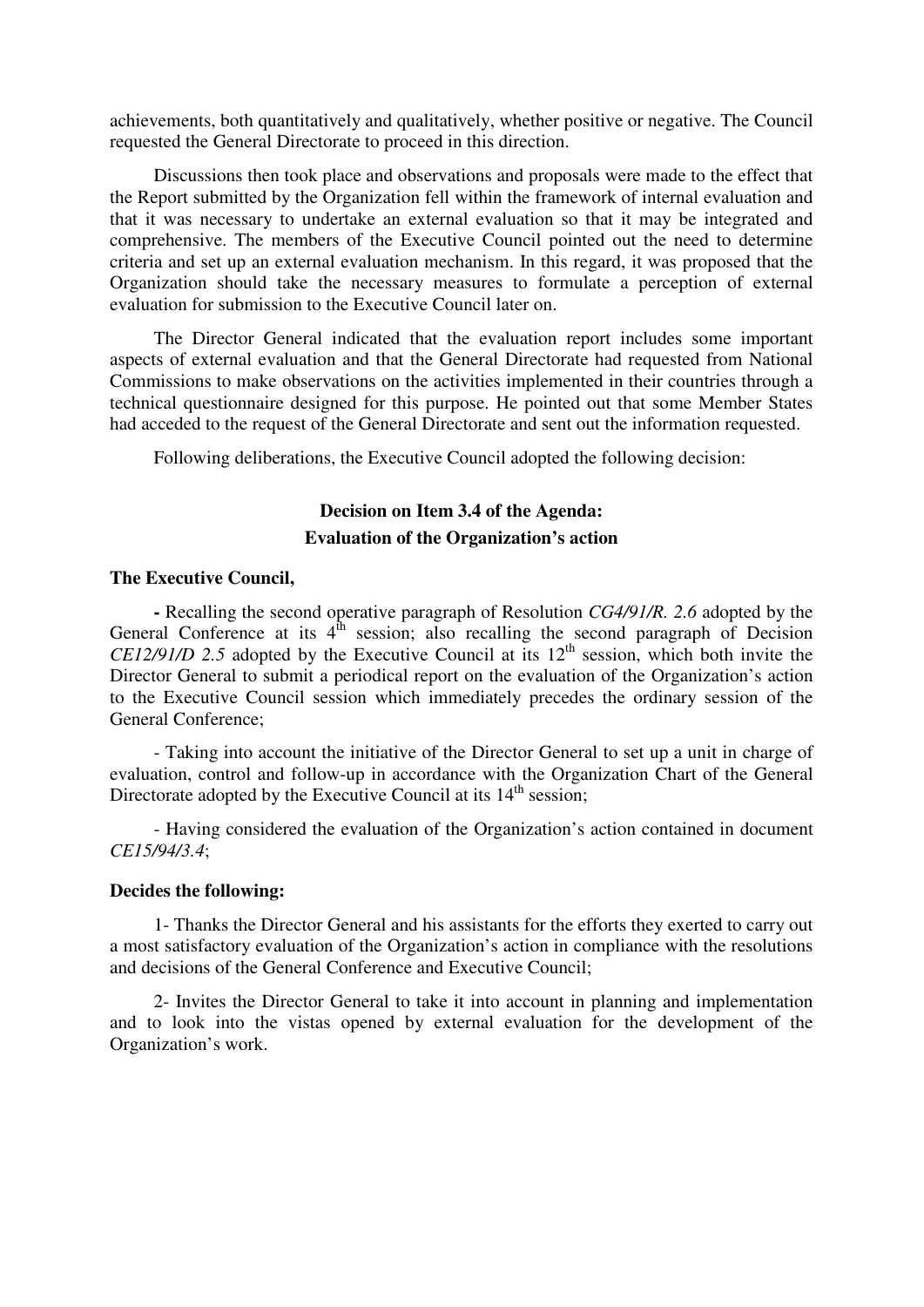achievements, both quantitatively and qualitatively, whether positive or negative. The Council requested the General Directorate to proceed in this direction.

Discussions then took place and observations and proposals were made to the effect that the Report submitted by the Organization fell within the framework of internal evaluation and that it was necessary to undertake an external evaluation so that it may be integrated and comprehensive. The members of the Executive Council pointed out the need to determine criteria and set up an external evaluation mechanism. In this regard, it was proposed that the Organization should take the necessary measures to formulate a perception of external evaluation for submission to the Executive Council later on.

The Director General indicated that the evaluation report includes some important aspects of external evaluation and that the General Directorate had requested from National Commissions to make observations on the activities implemented in their countries through a technical questionnaire designed for this purpose. He pointed out that some Member States had acceded to the request of the General Directorate and sent out the information requested.

Following deliberations, the Executive Council adopted the following decision:

### Decision on Item 3.4 of the Agenda: Evaluation of the Organization's action

**The Executive Council,**

**-** Recalling the second operative paragraph of Resolution *CG4/91/R. 2.6* adopted by the General Conference at its 4th session; also recalling the second paragraph of Decision *CE12/91/D 2.5* adopted by the Executive Council at its 12th session, which both invite the Director General to submit a periodical report on the evaluation of the Organization's action to the Executive Council session which immediately precedes the ordinary session of the General Conference;

- Taking into account the initiative of the Director General to set up a unit in charge of evaluation, control and follow-up in accordance with the Organization Chart of the General Directorate adopted by the Executive Council at its 14th session;

- Having considered the evaluation of the Organization's action contained in document *CE15/94/3.4*;

**Decides the following:**

1- Thanks the Director General and his assistants for the efforts they exerted to carry out a most satisfactory evaluation of the Organization's action in compliance with the resolutions and decisions of the General Conference and Executive Council;

2- Invites the Director General to take it into account in planning and implementation and to look into the vistas opened by external evaluation for the development of the Organization's work.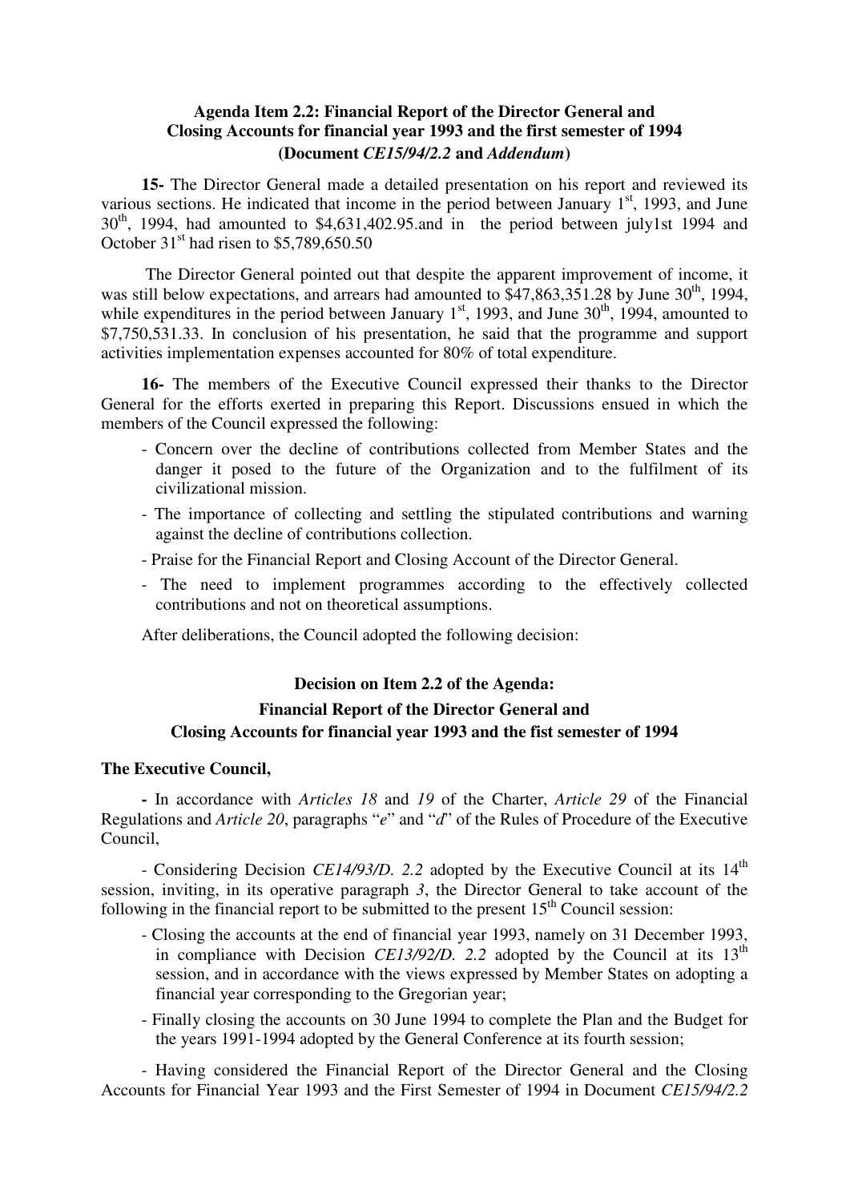**Agenda Item 2.2: Financial Report of the Director General and Closing Accounts for financial year 1993 and the first semester of 1994 (Document *CE15/94/2.2* and *Addendum*)**

**15-** The Director General made a detailed presentation on his report and reviewed its various sections. He indicated that income in the period between January 1st, 1993, and June 30th, 1994, had amounted to $4,631,402.95.and in the period between july1st 1994 and October 31st had risen to $5,789,650.50

The Director General pointed out that despite the apparent improvement of income, it was still below expectations, and arrears had amounted to $47,863,351.28 by June 30th, 1994, while expenditures in the period between January 1st, 1993, and June 30th, 1994, amounted to $7,750,531.33. In conclusion of his presentation, he said that the programme and support activities implementation expenses accounted for 80% of total expenditure.

**16-** The members of the Executive Council expressed their thanks to the Director General for the efforts exerted in preparing this Report. Discussions ensued in which the members of the Council expressed the following:

- Concern over the decline of contributions collected from Member States and the danger it posed to the future of the Organization and to the fulfilment of its civilizational mission.
- The importance of collecting and settling the stipulated contributions and warning against the decline of contributions collection.
- Praise for the Financial Report and Closing Account of the Director General.
- The need to implement programmes according to the effectively collected contributions and not on theoretical assumptions.

After deliberations, the Council adopted the following decision:

**Decision on Item 2.2 of the Agenda:**
**Financial Report of the Director General and**
**Closing Accounts for financial year 1993 and the fist semester of 1994**

**The Executive Council,**

**-** In accordance with *Articles 18* and *19* of the Charter, *Article 29* of the Financial Regulations and *Article 20*, paragraphs "*e*" and "*d*" of the Rules of Procedure of the Executive Council,

- Considering Decision *CE14/93/D. 2.2* adopted by the Executive Council at its 14th session, inviting, in its operative paragraph *3*, the Director General to take account of the following in the financial report to be submitted to the present 15th Council session:

- Closing the accounts at the end of financial year 1993, namely on 31 December 1993, in compliance with Decision *CE13/92/D. 2.2* adopted by the Council at its 13th session, and in accordance with the views expressed by Member States on adopting a financial year corresponding to the Gregorian year;
- Finally closing the accounts on 30 June 1994 to complete the Plan and the Budget for the years 1991-1994 adopted by the General Conference at its fourth session;

- Having considered the Financial Report of the Director General and the Closing Accounts for Financial Year 1993 and the First Semester of 1994 in Document *CE15/94/2.2*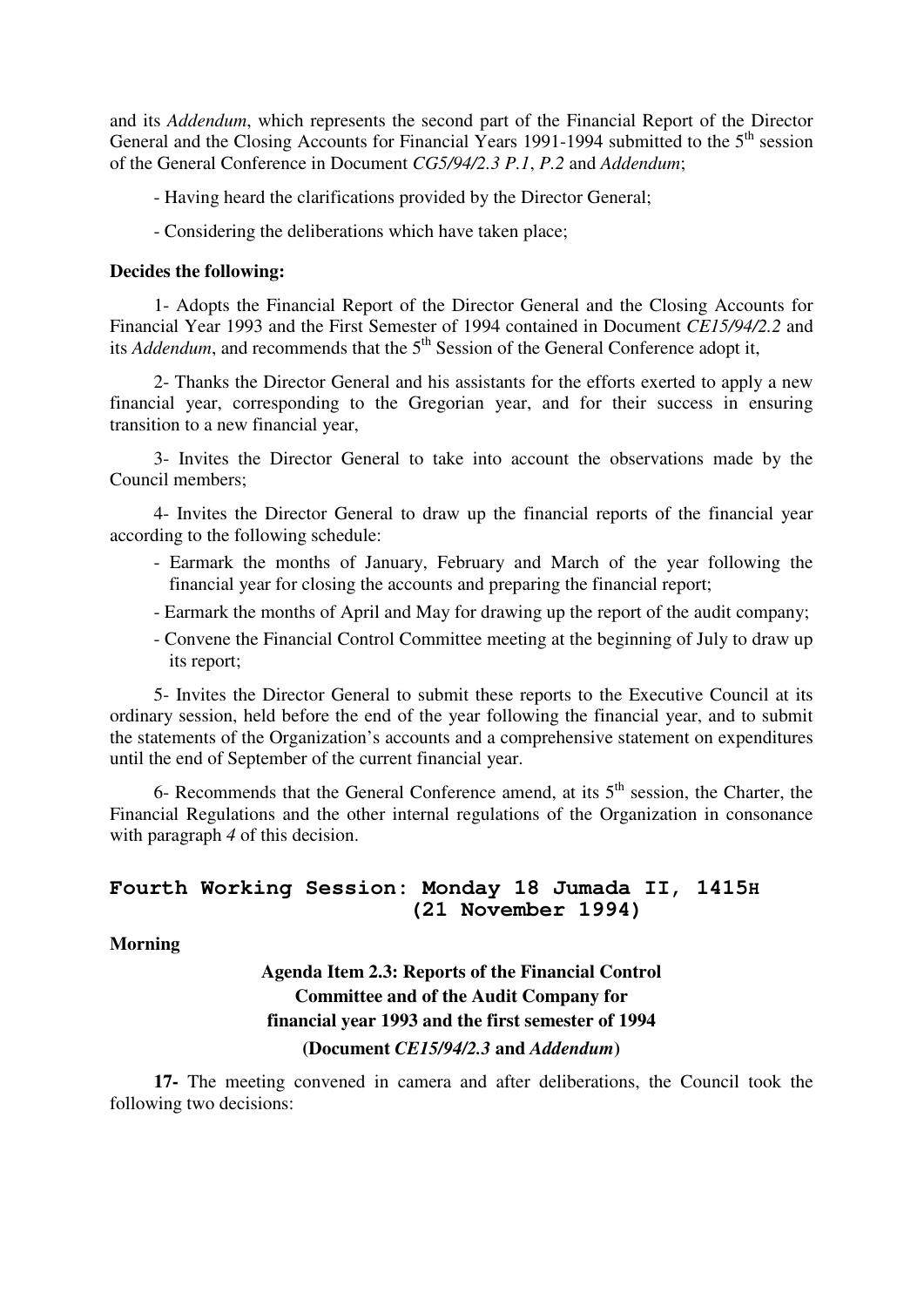and its *Addendum*, which represents the second part of the Financial Report of the Director General and the Closing Accounts for Financial Years 1991-1994 submitted to the 5th session of the General Conference in Document *CG5/94/2.3 P.1*, *P.2* and *Addendum*;

- Having heard the clarifications provided by the Director General;

- Considering the deliberations which have taken place;

**Decides the following:**

1- Adopts the Financial Report of the Director General and the Closing Accounts for Financial Year 1993 and the First Semester of 1994 contained in Document *CE15/94/2.2* and its *Addendum*, and recommends that the 5th Session of the General Conference adopt it,

2- Thanks the Director General and his assistants for the efforts exerted to apply a new financial year, corresponding to the Gregorian year, and for their success in ensuring transition to a new financial year,

3- Invites the Director General to take into account the observations made by the Council members;

4- Invites the Director General to draw up the financial reports of the financial year according to the following schedule:

- Earmark the months of January, February and March of the year following the financial year for closing the accounts and preparing the financial report;
- Earmark the months of April and May for drawing up the report of the audit company;
- Convene the Financial Control Committee meeting at the beginning of July to draw up its report;

5- Invites the Director General to submit these reports to the Executive Council at its ordinary session, held before the end of the year following the financial year, and to submit the statements of the Organization's accounts and a comprehensive statement on expenditures until the end of September of the current financial year.

6- Recommends that the General Conference amend, at its 5th session, the Charter, the Financial Regulations and the other internal regulations of the Organization in consonance with paragraph *4* of this decision.

## Fourth Working Session: Monday 18 Jumada II, 1415H (21 November 1994)

**Morning**

### Agenda Item 2.3: Reports of the Financial Control Committee and of the Audit Company for financial year 1993 and the first semester of 1994 (Document *CE15/94/2.3* and *Addendum*)

**17-** The meeting convened in camera and after deliberations, the Council took the following two decisions: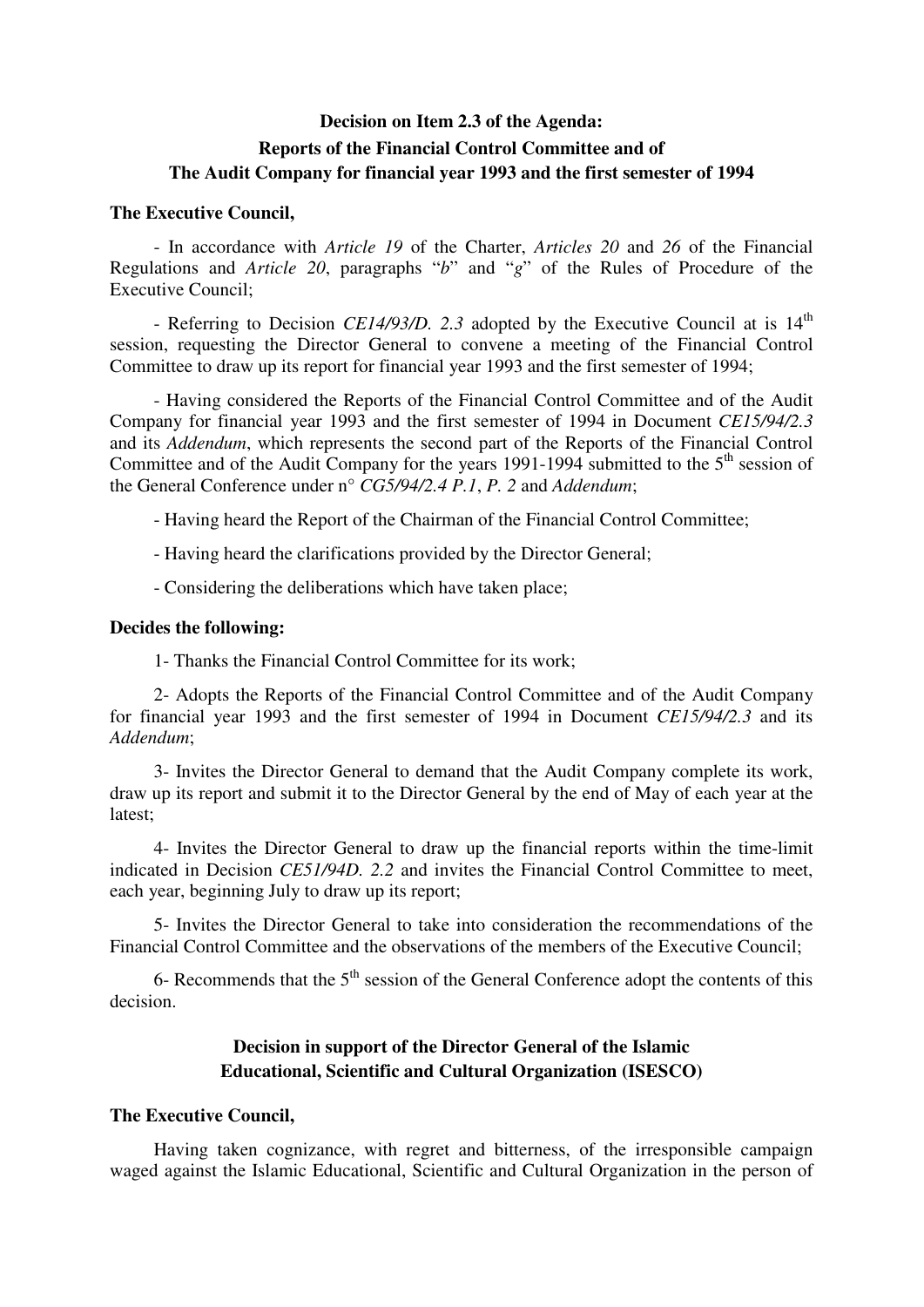**Decision on Item 2.3 of the Agenda:**
**Reports of the Financial Control Committee and of**
**The Audit Company for financial year 1993 and the first semester of 1994**

**The Executive Council,**

- In accordance with *Article 19* of the Charter, *Articles 20* and *26* of the Financial Regulations and *Article 20*, paragraphs "*b*" and "*g*" of the Rules of Procedure of the Executive Council;

- Referring to Decision *CE14/93/D. 2.3* adopted by the Executive Council at is 14th session, requesting the Director General to convene a meeting of the Financial Control Committee to draw up its report for financial year 1993 and the first semester of 1994;

- Having considered the Reports of the Financial Control Committee and of the Audit Company for financial year 1993 and the first semester of 1994 in Document *CE15/94/2.3* and its *Addendum*, which represents the second part of the Reports of the Financial Control Committee and of the Audit Company for the years 1991-1994 submitted to the 5th session of the General Conference under n° *CG5/94/2.4 P.1*, *P. 2* and *Addendum*;

- Having heard the Report of the Chairman of the Financial Control Committee;

- Having heard the clarifications provided by the Director General;

- Considering the deliberations which have taken place;

**Decides the following:**

1- Thanks the Financial Control Committee for its work;

2- Adopts the Reports of the Financial Control Committee and of the Audit Company for financial year 1993 and the first semester of 1994 in Document *CE15/94/2.3* and its *Addendum*;

3- Invites the Director General to demand that the Audit Company complete its work, draw up its report and submit it to the Director General by the end of May of each year at the latest;

4- Invites the Director General to draw up the financial reports within the time-limit indicated in Decision *CE51/94D. 2.2* and invites the Financial Control Committee to meet, each year, beginning July to draw up its report;

5- Invites the Director General to take into consideration the recommendations of the Financial Control Committee and the observations of the members of the Executive Council;

6- Recommends that the 5th session of the General Conference adopt the contents of this decision.

**Decision in support of the Director General of the Islamic**
**Educational, Scientific and Cultural Organization (ISESCO)**

**The Executive Council,**

Having taken cognizance, with regret and bitterness, of the irresponsible campaign waged against the Islamic Educational, Scientific and Cultural Organization in the person of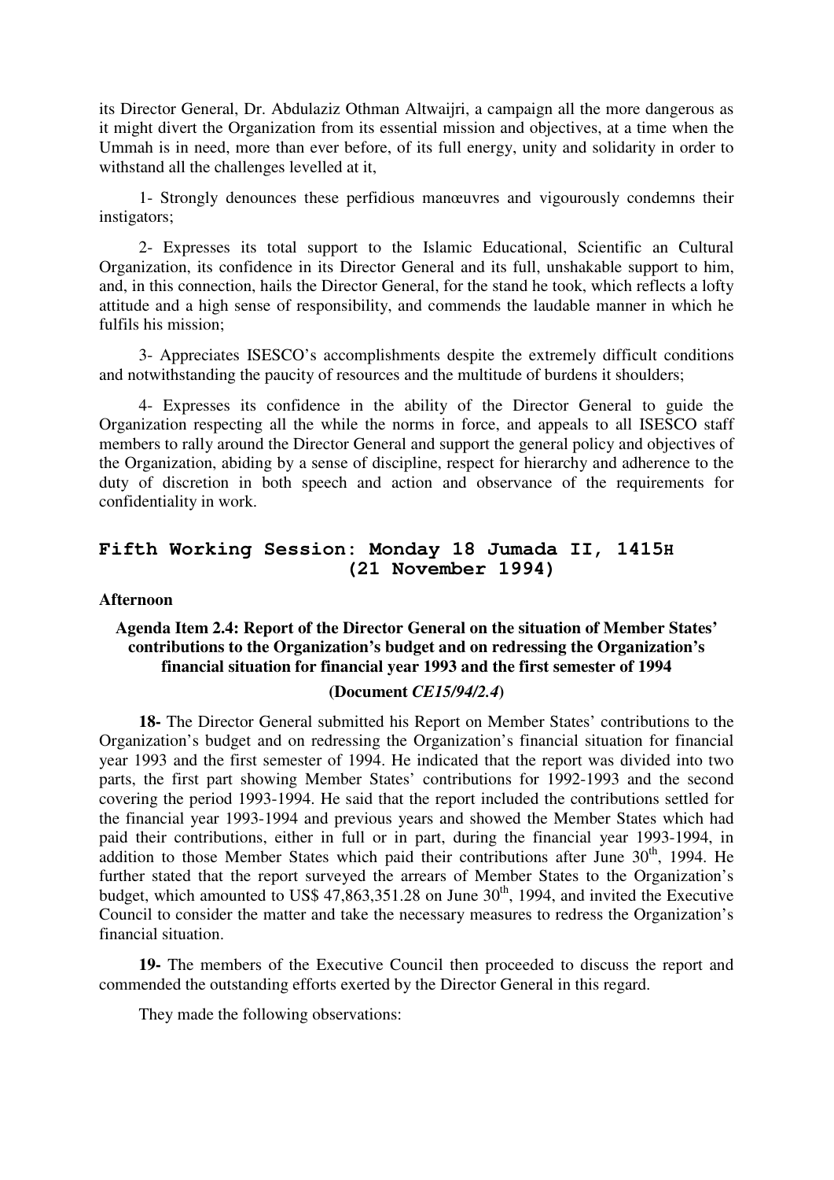its Director General, Dr. Abdulaziz Othman Altwaijri, a campaign all the more dangerous as it might divert the Organization from its essential mission and objectives, at a time when the Ummah is in need, more than ever before, of its full energy, unity and solidarity in order to withstand all the challenges levelled at it,

1- Strongly denounces these perfidious manœuvres and vigourously condemns their instigators;

2- Expresses its total support to the Islamic Educational, Scientific an Cultural Organization, its confidence in its Director General and its full, unshakable support to him, and, in this connection, hails the Director General, for the stand he took, which reflects a lofty attitude and a high sense of responsibility, and commends the laudable manner in which he fulfils his mission;

3- Appreciates ISESCO's accomplishments despite the extremely difficult conditions and notwithstanding the paucity of resources and the multitude of burdens it shoulders;

4- Expresses its confidence in the ability of the Director General to guide the Organization respecting all the while the norms in force, and appeals to all ISESCO staff members to rally around the Director General and support the general policy and objectives of the Organization, abiding by a sense of discipline, respect for hierarchy and adherence to the duty of discretion in both speech and action and observance of the requirements for confidentiality in work.

## Fifth Working Session: Monday 18 Jumada II, 1415H (21 November 1994)

**Afternoon**

### Agenda Item 2.4: Report of the Director General on the situation of Member States' contributions to the Organization's budget and on redressing the Organization's financial situation for financial year 1993 and the first semester of 1994

**(Document *CE15/94/2.4*)**

**18-** The Director General submitted his Report on Member States' contributions to the Organization's budget and on redressing the Organization's financial situation for financial year 1993 and the first semester of 1994. He indicated that the report was divided into two parts, the first part showing Member States' contributions for 1992-1993 and the second covering the period 1993-1994. He said that the report included the contributions settled for the financial year 1993-1994 and previous years and showed the Member States which had paid their contributions, either in full or in part, during the financial year 1993-1994, in addition to those Member States which paid their contributions after June 30th, 1994. He further stated that the report surveyed the arrears of Member States to the Organization's budget, which amounted to US$ 47,863,351.28 on June 30th, 1994, and invited the Executive Council to consider the matter and take the necessary measures to redress the Organization's financial situation.

**19-** The members of the Executive Council then proceeded to discuss the report and commended the outstanding efforts exerted by the Director General in this regard.

They made the following observations: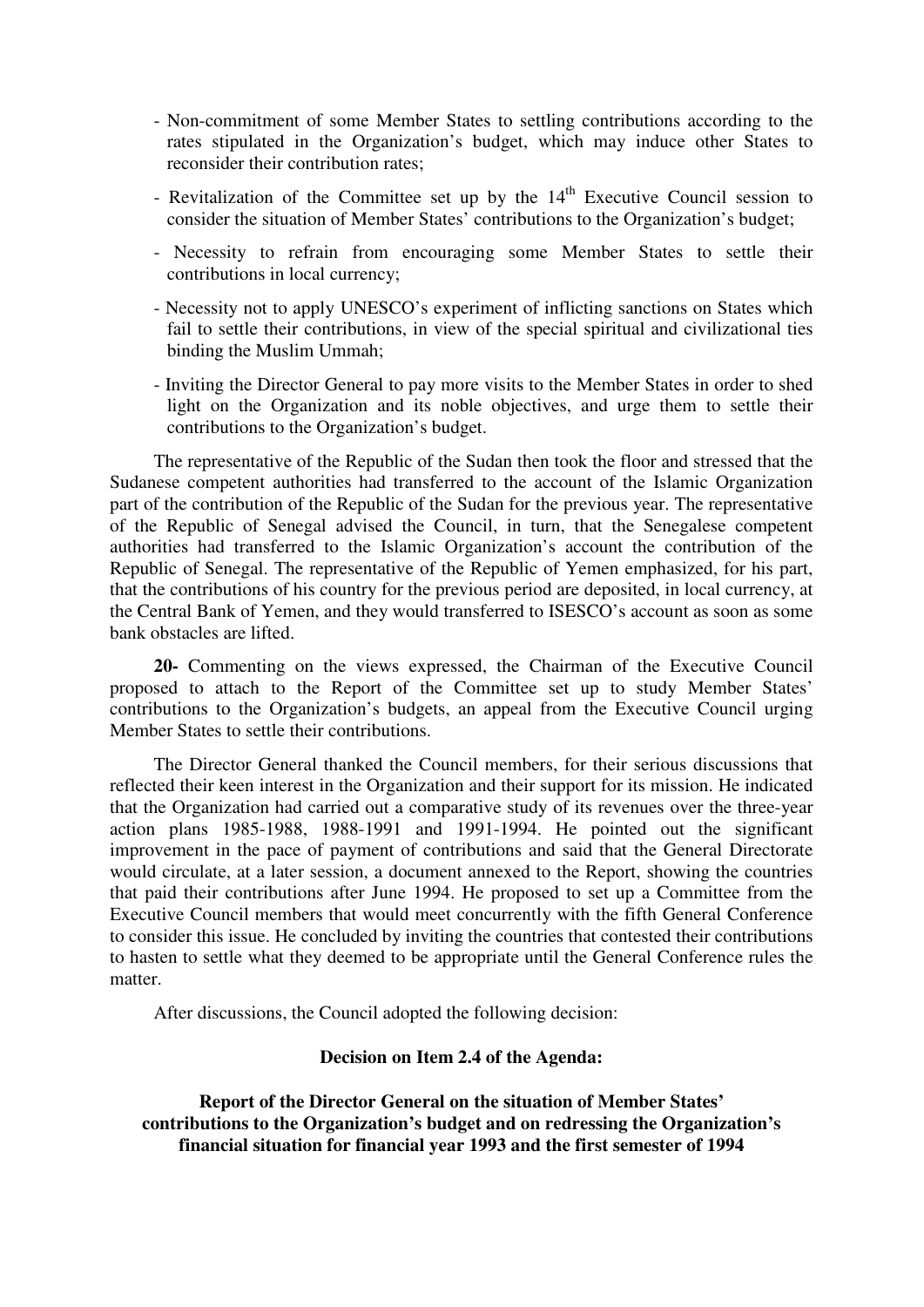- Non-commitment of some Member States to settling contributions according to the rates stipulated in the Organization's budget, which may induce other States to reconsider their contribution rates;
- Revitalization of the Committee set up by the 14th Executive Council session to consider the situation of Member States' contributions to the Organization's budget;
- Necessity to refrain from encouraging some Member States to settle their contributions in local currency;
- Necessity not to apply UNESCO's experiment of inflicting sanctions on States which fail to settle their contributions, in view of the special spiritual and civilizational ties binding the Muslim Ummah;
- Inviting the Director General to pay more visits to the Member States in order to shed light on the Organization and its noble objectives, and urge them to settle their contributions to the Organization's budget.

The representative of the Republic of the Sudan then took the floor and stressed that the Sudanese competent authorities had transferred to the account of the Islamic Organization part of the contribution of the Republic of the Sudan for the previous year. The representative of the Republic of Senegal advised the Council, in turn, that the Senegalese competent authorities had transferred to the Islamic Organization's account the contribution of the Republic of Senegal. The representative of the Republic of Yemen emphasized, for his part, that the contributions of his country for the previous period are deposited, in local currency, at the Central Bank of Yemen, and they would transferred to ISESCO's account as soon as some bank obstacles are lifted.

**20-** Commenting on the views expressed, the Chairman of the Executive Council proposed to attach to the Report of the Committee set up to study Member States' contributions to the Organization's budgets, an appeal from the Executive Council urging Member States to settle their contributions.

The Director General thanked the Council members, for their serious discussions that reflected their keen interest in the Organization and their support for its mission. He indicated that the Organization had carried out a comparative study of its revenues over the three-year action plans 1985-1988, 1988-1991 and 1991-1994. He pointed out the significant improvement in the pace of payment of contributions and said that the General Directorate would circulate, at a later session, a document annexed to the Report, showing the countries that paid their contributions after June 1994. He proposed to set up a Committee from the Executive Council members that would meet concurrently with the fifth General Conference to consider this issue. He concluded by inviting the countries that contested their contributions to hasten to settle what they deemed to be appropriate until the General Conference rules the matter.

After discussions, the Council adopted the following decision:

**Decision on Item 2.4 of the Agenda:**

**Report of the Director General on the situation of Member States' contributions to the Organization's budget and on redressing the Organization's financial situation for financial year 1993 and the first semester of 1994**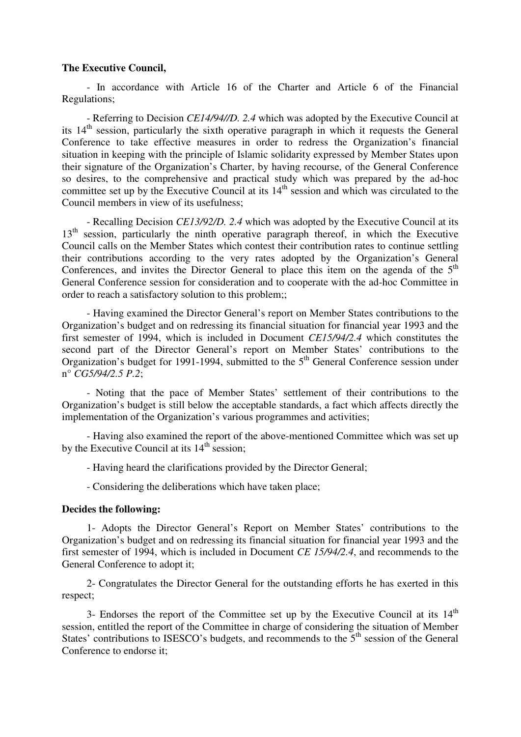**The Executive Council,**

- In accordance with Article 16 of the Charter and Article 6 of the Financial Regulations;

- Referring to Decision *CE14/94//D. 2.4* which was adopted by the Executive Council at its 14th session, particularly the sixth operative paragraph in which it requests the General Conference to take effective measures in order to redress the Organization's financial situation in keeping with the principle of Islamic solidarity expressed by Member States upon their signature of the Organization's Charter, by having recourse, of the General Conference so desires, to the comprehensive and practical study which was prepared by the ad-hoc committee set up by the Executive Council at its 14th session and which was circulated to the Council members in view of its usefulness;

- Recalling Decision *CE13/92/D. 2.4* which was adopted by the Executive Council at its 13th session, particularly the ninth operative paragraph thereof, in which the Executive Council calls on the Member States which contest their contribution rates to continue settling their contributions according to the very rates adopted by the Organization's General Conferences, and invites the Director General to place this item on the agenda of the 5th General Conference session for consideration and to cooperate with the ad-hoc Committee in order to reach a satisfactory solution to this problem;;

- Having examined the Director General's report on Member States contributions to the Organization's budget and on redressing its financial situation for financial year 1993 and the first semester of 1994, which is included in Document *CE15/94/2.4* which constitutes the second part of the Director General's report on Member States' contributions to the Organization's budget for 1991-1994, submitted to the 5th General Conference session under n° *CG5/94/2.5 P.2*;

- Noting that the pace of Member States' settlement of their contributions to the Organization's budget is still below the acceptable standards, a fact which affects directly the implementation of the Organization's various programmes and activities;

- Having also examined the report of the above-mentioned Committee which was set up by the Executive Council at its 14th session;

- Having heard the clarifications provided by the Director General;

- Considering the deliberations which have taken place;

**Decides the following:**

1- Adopts the Director General's Report on Member States' contributions to the Organization's budget and on redressing its financial situation for financial year 1993 and the first semester of 1994, which is included in Document *CE 15/94/2.4*, and recommends to the General Conference to adopt it;

2- Congratulates the Director General for the outstanding efforts he has exerted in this respect;

3- Endorses the report of the Committee set up by the Executive Council at its 14th session, entitled the report of the Committee in charge of considering the situation of Member States' contributions to ISESCO's budgets, and recommends to the 5th session of the General Conference to endorse it;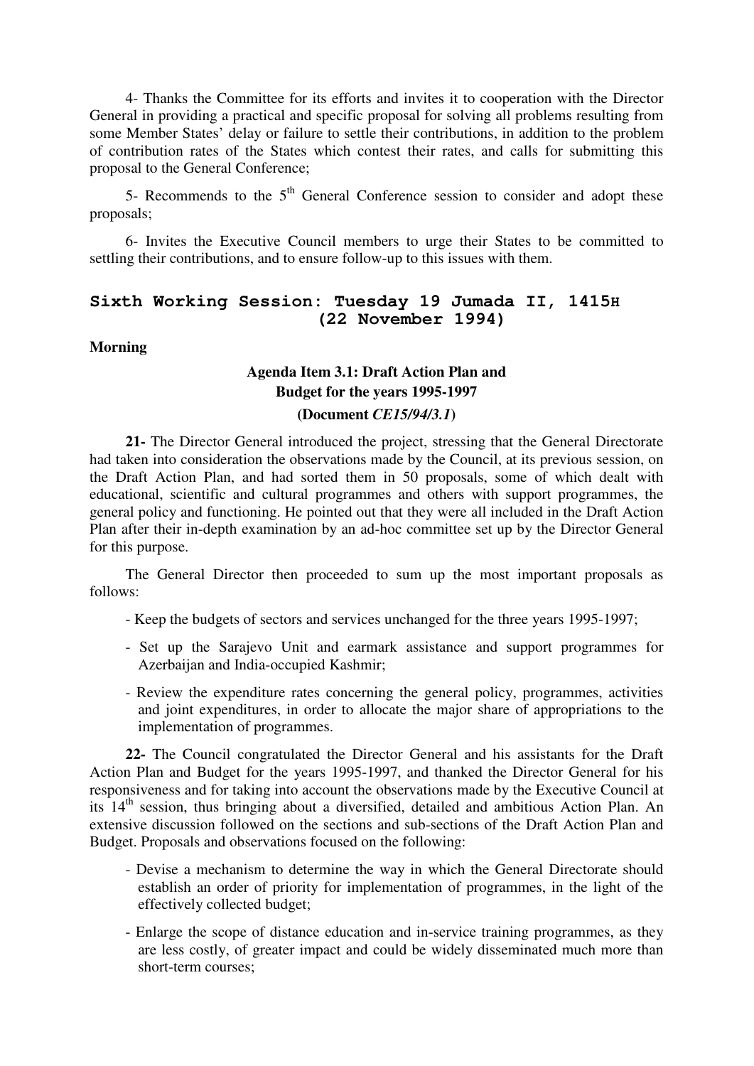4- Thanks the Committee for its efforts and invites it to cooperation with the Director General in providing a practical and specific proposal for solving all problems resulting from some Member States' delay or failure to settle their contributions, in addition to the problem of contribution rates of the States which contest their rates, and calls for submitting this proposal to the General Conference;

5- Recommends to the 5th General Conference session to consider and adopt these proposals;

6- Invites the Executive Council members to urge their States to be committed to settling their contributions, and to ensure follow-up to this issues with them.

## Sixth Working Session: Tuesday 19 Jumada II, 1415H (22 November 1994)

**Morning**

### Agenda Item 3.1: Draft Action Plan and Budget for the years 1995-1997 (Document *CE15/94/3.1*)

**21-** The Director General introduced the project, stressing that the General Directorate had taken into consideration the observations made by the Council, at its previous session, on the Draft Action Plan, and had sorted them in 50 proposals, some of which dealt with educational, scientific and cultural programmes and others with support programmes, the general policy and functioning. He pointed out that they were all included in the Draft Action Plan after their in-depth examination by an ad-hoc committee set up by the Director General for this purpose.

The General Director then proceeded to sum up the most important proposals as follows:

- Keep the budgets of sectors and services unchanged for the three years 1995-1997;
- Set up the Sarajevo Unit and earmark assistance and support programmes for Azerbaijan and India-occupied Kashmir;
- Review the expenditure rates concerning the general policy, programmes, activities and joint expenditures, in order to allocate the major share of appropriations to the implementation of programmes.

**22-** The Council congratulated the Director General and his assistants for the Draft Action Plan and Budget for the years 1995-1997, and thanked the Director General for his responsiveness and for taking into account the observations made by the Executive Council at its 14th session, thus bringing about a diversified, detailed and ambitious Action Plan. An extensive discussion followed on the sections and sub-sections of the Draft Action Plan and Budget. Proposals and observations focused on the following:

- Devise a mechanism to determine the way in which the General Directorate should establish an order of priority for implementation of programmes, in the light of the effectively collected budget;
- Enlarge the scope of distance education and in-service training programmes, as they are less costly, of greater impact and could be widely disseminated much more than short-term courses;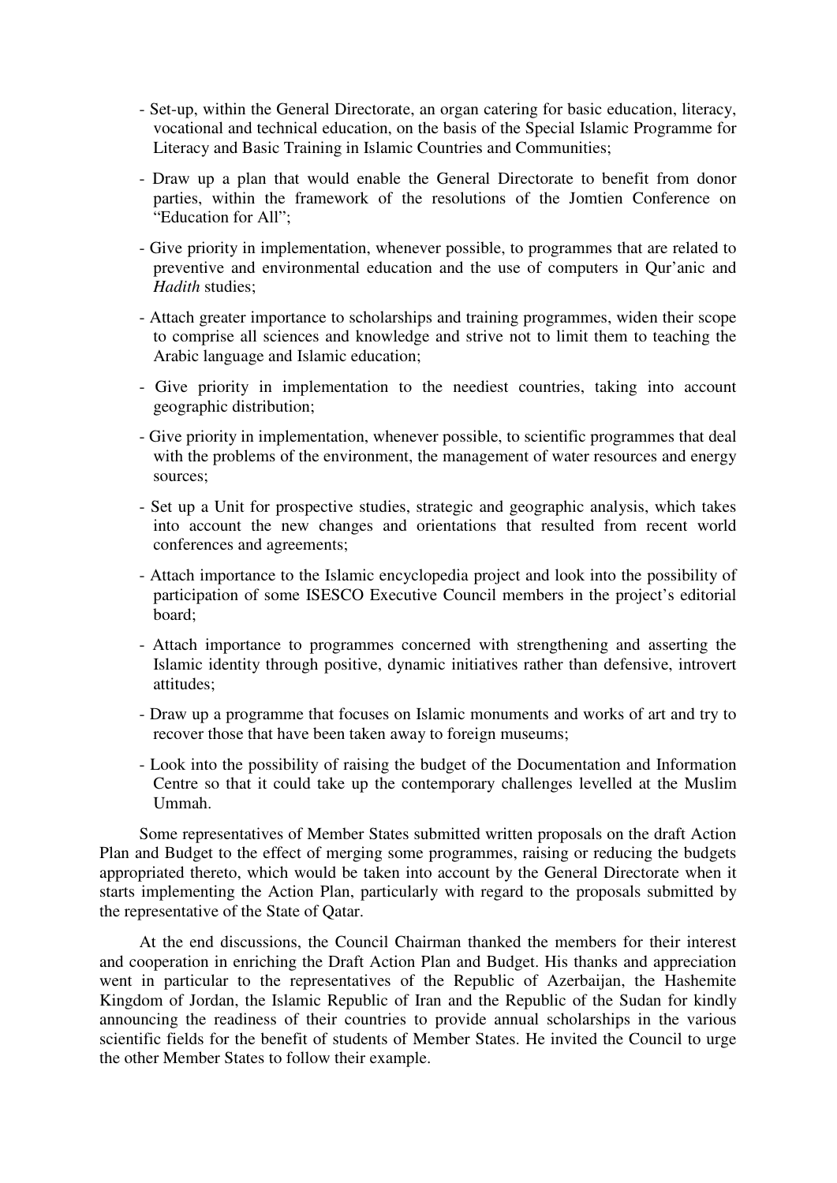- Set-up, within the General Directorate, an organ catering for basic education, literacy, vocational and technical education, on the basis of the Special Islamic Programme for Literacy and Basic Training in Islamic Countries and Communities;

- Draw up a plan that would enable the General Directorate to benefit from donor parties, within the framework of the resolutions of the Jomtien Conference on "Education for All";

- Give priority in implementation, whenever possible, to programmes that are related to preventive and environmental education and the use of computers in Qur'anic and *Hadith* studies;

- Attach greater importance to scholarships and training programmes, widen their scope to comprise all sciences and knowledge and strive not to limit them to teaching the Arabic language and Islamic education;

- Give priority in implementation to the neediest countries, taking into account geographic distribution;

- Give priority in implementation, whenever possible, to scientific programmes that deal with the problems of the environment, the management of water resources and energy sources;

- Set up a Unit for prospective studies, strategic and geographic analysis, which takes into account the new changes and orientations that resulted from recent world conferences and agreements;

- Attach importance to the Islamic encyclopedia project and look into the possibility of participation of some ISESCO Executive Council members in the project's editorial board;

- Attach importance to programmes concerned with strengthening and asserting the Islamic identity through positive, dynamic initiatives rather than defensive, introvert attitudes;

- Draw up a programme that focuses on Islamic monuments and works of art and try to recover those that have been taken away to foreign museums;

- Look into the possibility of raising the budget of the Documentation and Information Centre so that it could take up the contemporary challenges levelled at the Muslim Ummah.

Some representatives of Member States submitted written proposals on the draft Action Plan and Budget to the effect of merging some programmes, raising or reducing the budgets appropriated thereto, which would be taken into account by the General Directorate when it starts implementing the Action Plan, particularly with regard to the proposals submitted by the representative of the State of Qatar.

At the end discussions, the Council Chairman thanked the members for their interest and cooperation in enriching the Draft Action Plan and Budget. His thanks and appreciation went in particular to the representatives of the Republic of Azerbaijan, the Hashemite Kingdom of Jordan, the Islamic Republic of Iran and the Republic of the Sudan for kindly announcing the readiness of their countries to provide annual scholarships in the various scientific fields for the benefit of students of Member States. He invited the Council to urge the other Member States to follow their example.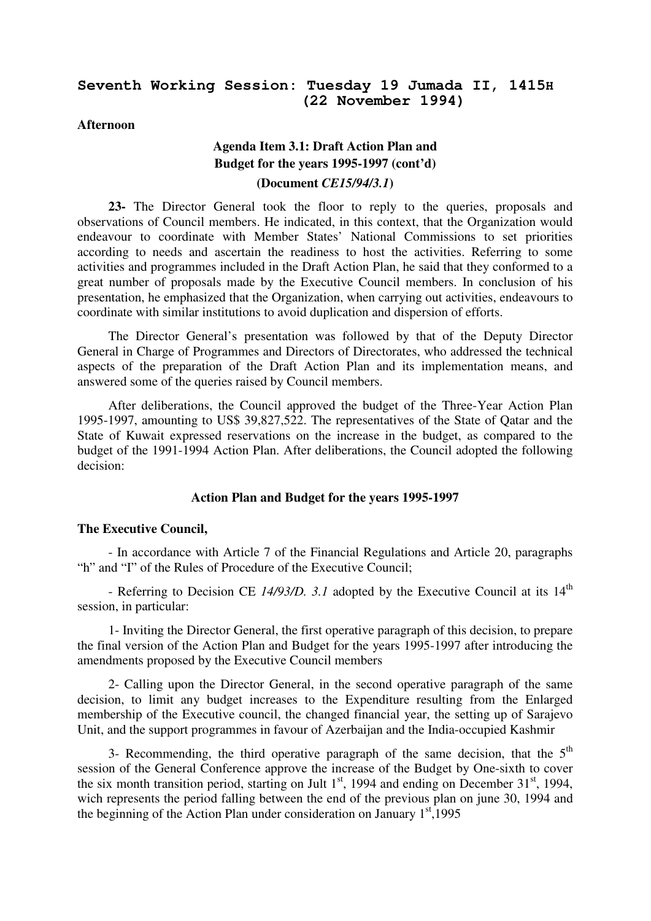## Seventh Working Session: Tuesday 19 Jumada II, 1415H (22 November 1994)

**Afternoon**

### Agenda Item 3.1: Draft Action Plan and Budget for the years 1995-1997 (cont'd)

**(Document *CE15/94/3.1*)**

**23-** The Director General took the floor to reply to the queries, proposals and observations of Council members. He indicated, in this context, that the Organization would endeavour to coordinate with Member States' National Commissions to set priorities according to needs and ascertain the readiness to host the activities. Referring to some activities and programmes included in the Draft Action Plan, he said that they conformed to a great number of proposals made by the Executive Council members. In conclusion of his presentation, he emphasized that the Organization, when carrying out activities, endeavours to coordinate with similar institutions to avoid duplication and dispersion of efforts.

The Director General's presentation was followed by that of the Deputy Director General in Charge of Programmes and Directors of Directorates, who addressed the technical aspects of the preparation of the Draft Action Plan and its implementation means, and answered some of the queries raised by Council members.

After deliberations, the Council approved the budget of the Three-Year Action Plan 1995-1997, amounting to US$ 39,827,522. The representatives of the State of Qatar and the State of Kuwait expressed reservations on the increase in the budget, as compared to the budget of the 1991-1994 Action Plan. After deliberations, the Council adopted the following decision:

#### Action Plan and Budget for the years 1995-1997

**The Executive Council,**

- In accordance with Article 7 of the Financial Regulations and Article 20, paragraphs "h" and "I" of the Rules of Procedure of the Executive Council;

- Referring to Decision CE *14/93/D. 3.1* adopted by the Executive Council at its 14th session, in particular:

1- Inviting the Director General, the first operative paragraph of this decision, to prepare the final version of the Action Plan and Budget for the years 1995-1997 after introducing the amendments proposed by the Executive Council members

2- Calling upon the Director General, in the second operative paragraph of the same decision, to limit any budget increases to the Expenditure resulting from the Enlarged membership of the Executive council, the changed financial year, the setting up of Sarajevo Unit, and the support programmes in favour of Azerbaijan and the India-occupied Kashmir

3- Recommending, the third operative paragraph of the same decision, that the 5th session of the General Conference approve the increase of the Budget by One-sixth to cover the six month transition period, starting on Jult 1st, 1994 and ending on December 31st, 1994, wich represents the period falling between the end of the previous plan on june 30, 1994 and the beginning of the Action Plan under consideration on January 1st,1995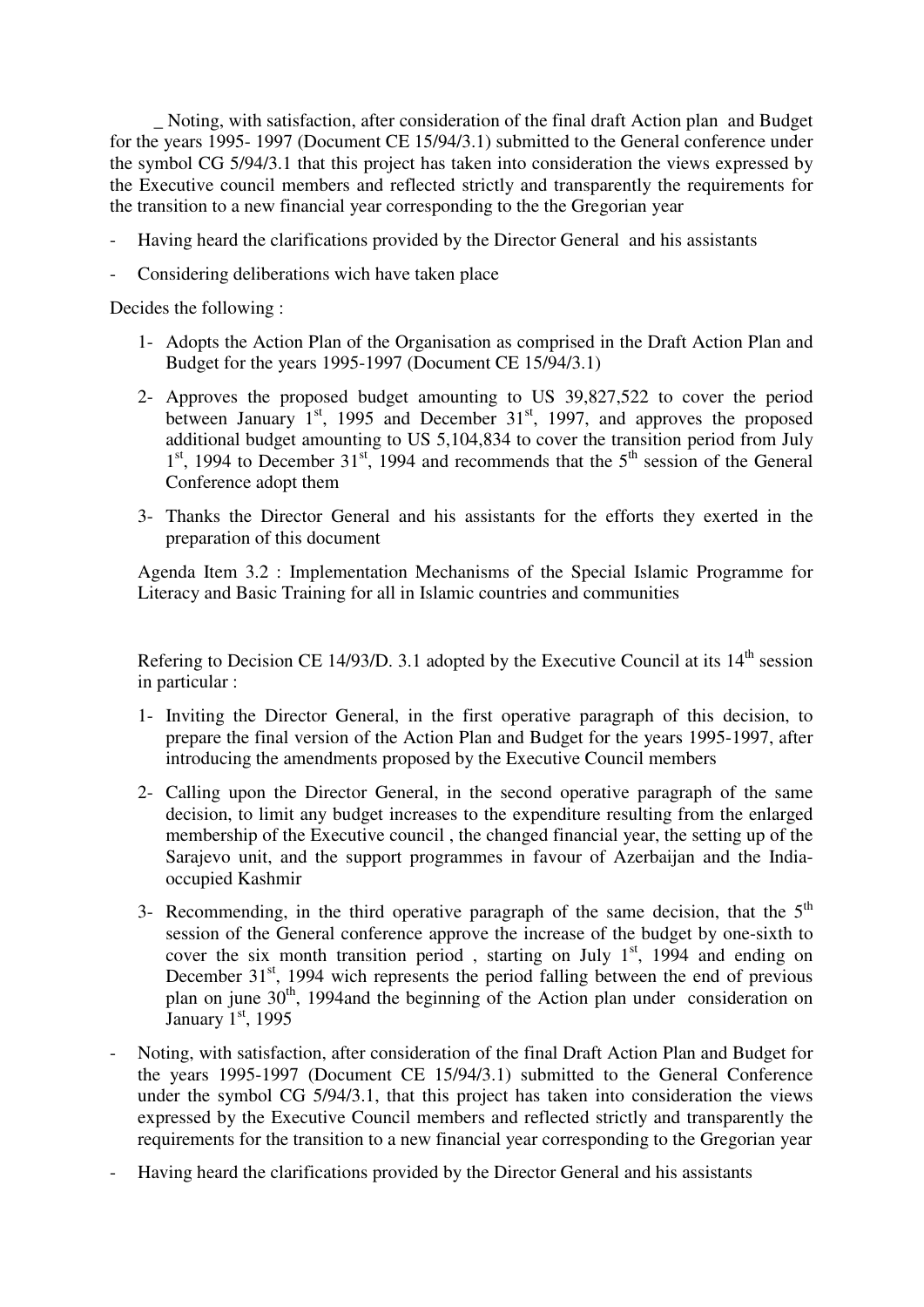_ Noting, with satisfaction, after consideration of the final draft Action plan and Budget for the years 1995- 1997 (Document CE 15/94/3.1) submitted to the General conference under the symbol CG 5/94/3.1 that this project has taken into consideration the views expressed by the Executive council members and reflected strictly and transparently the requirements for the transition to a new financial year corresponding to the the Gregorian year

- Having heard the clarifications provided by the Director General and his assistants
- Considering deliberations wich have taken place

Decides the following :

1- Adopts the Action Plan of the Organisation as comprised in the Draft Action Plan and Budget for the years 1995-1997 (Document CE 15/94/3.1)

2- Approves the proposed budget amounting to US 39,827,522 to cover the period between January 1st, 1995 and December 31st, 1997, and approves the proposed additional budget amounting to US 5,104,834 to cover the transition period from July 1st, 1994 to December 31st, 1994 and recommends that the 5th session of the General Conference adopt them

3- Thanks the Director General and his assistants for the efforts they exerted in the preparation of this document

Agenda Item 3.2 : Implementation Mechanisms of the Special Islamic Programme for Literacy and Basic Training for all in Islamic countries and communities

Refering to Decision CE 14/93/D. 3.1 adopted by the Executive Council at its 14th session in particular :

1- Inviting the Director General, in the first operative paragraph of this decision, to prepare the final version of the Action Plan and Budget for the years 1995-1997, after introducing the amendments proposed by the Executive Council members

2- Calling upon the Director General, in the second operative paragraph of the same decision, to limit any budget increases to the expenditure resulting from the enlarged membership of the Executive council , the changed financial year, the setting up of the Sarajevo unit, and the support programmes in favour of Azerbaijan and the India-occupied Kashmir

3- Recommending, in the third operative paragraph of the same decision, that the 5th session of the General conference approve the increase of the budget by one-sixth to cover the six month transition period , starting on July 1st, 1994 and ending on December 31st, 1994 wich represents the period falling between the end of previous plan on june 30th, 1994and the beginning of the Action plan under consideration on January 1st, 1995

- Noting, with satisfaction, after consideration of the final Draft Action Plan and Budget for the years 1995-1997 (Document CE 15/94/3.1) submitted to the General Conference under the symbol CG 5/94/3.1, that this project has taken into consideration the views expressed by the Executive Council members and reflected strictly and transparently the requirements for the transition to a new financial year corresponding to the Gregorian year
- Having heard the clarifications provided by the Director General and his assistants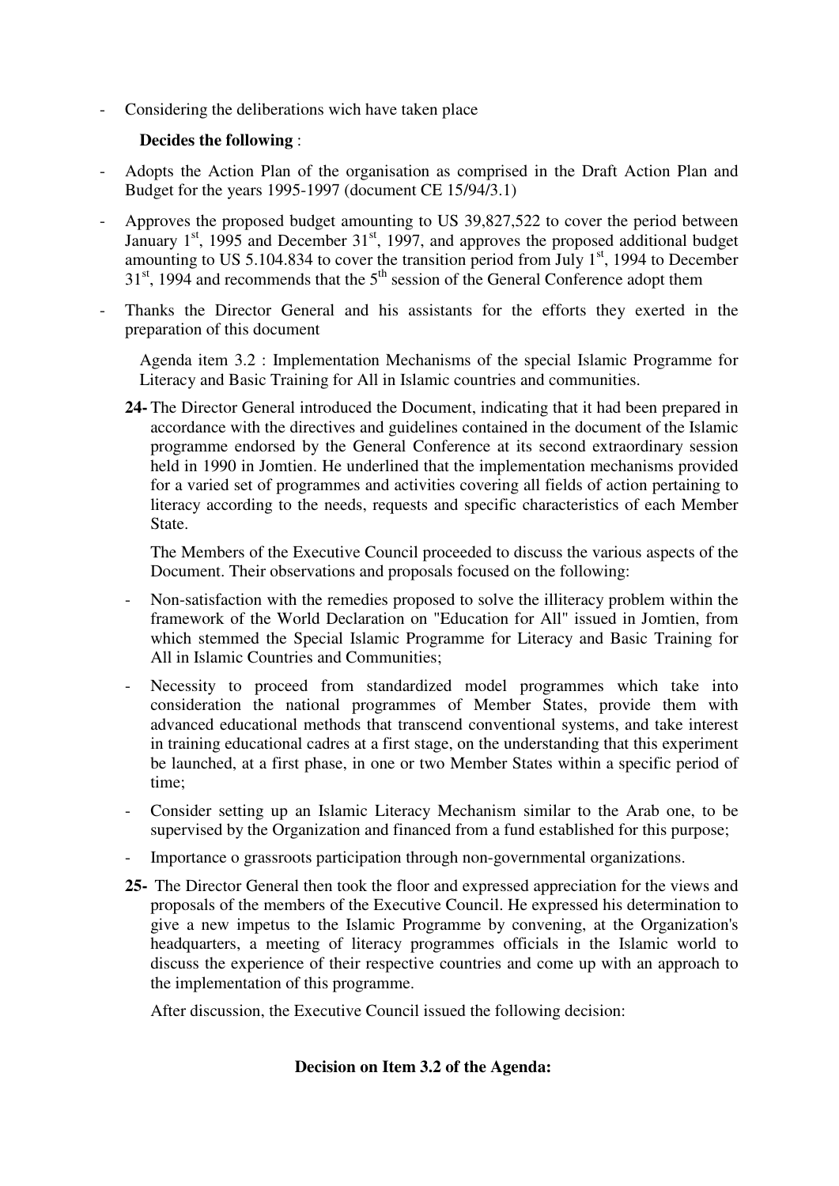- Considering the deliberations wich have taken place

**Decides the following** :

- Adopts the Action Plan of the organisation as comprised in the Draft Action Plan and Budget for the years 1995-1997 (document CE 15/94/3.1)
- Approves the proposed budget amounting to US 39,827,522 to cover the period between January 1st, 1995 and December 31st, 1997, and approves the proposed additional budget amounting to US 5.104.834 to cover the transition period from July 1st, 1994 to December 31st, 1994 and recommends that the 5th session of the General Conference adopt them
- Thanks the Director General and his assistants for the efforts they exerted in the preparation of this document

Agenda item 3.2 : Implementation Mechanisms of the special Islamic Programme for Literacy and Basic Training for All in Islamic countries and communities.

**24-** The Director General introduced the Document, indicating that it had been prepared in accordance with the directives and guidelines contained in the document of the Islamic programme endorsed by the General Conference at its second extraordinary session held in 1990 in Jomtien. He underlined that the implementation mechanisms provided for a varied set of programmes and activities covering all fields of action pertaining to literacy according to the needs, requests and specific characteristics of each Member State.

The Members of the Executive Council proceeded to discuss the various aspects of the Document. Their observations and proposals focused on the following:

- Non-satisfaction with the remedies proposed to solve the illiteracy problem within the framework of the World Declaration on "Education for All" issued in Jomtien, from which stemmed the Special Islamic Programme for Literacy and Basic Training for All in Islamic Countries and Communities;
- Necessity to proceed from standardized model programmes which take into consideration the national programmes of Member States, provide them with advanced educational methods that transcend conventional systems, and take interest in training educational cadres at a first stage, on the understanding that this experiment be launched, at a first phase, in one or two Member States within a specific period of time;
- Consider setting up an Islamic Literacy Mechanism similar to the Arab one, to be supervised by the Organization and financed from a fund established for this purpose;
- Importance o grassroots participation through non-governmental organizations.

**25-** The Director General then took the floor and expressed appreciation for the views and proposals of the members of the Executive Council. He expressed his determination to give a new impetus to the Islamic Programme by convening, at the Organization's headquarters, a meeting of literacy programmes officials in the Islamic world to discuss the experience of their respective countries and come up with an approach to the implementation of this programme.

After discussion, the Executive Council issued the following decision:

**Decision on Item 3.2 of the Agenda:**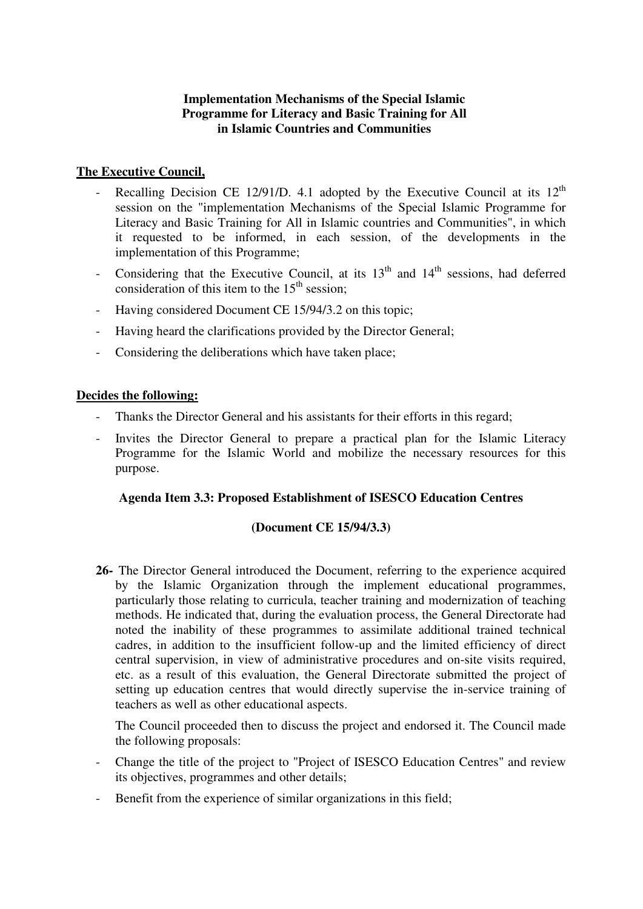**Implementation Mechanisms of the Special Islamic Programme for Literacy and Basic Training for All in Islamic Countries and Communities**

**The Executive Council,**

- Recalling Decision CE 12/91/D. 4.1 adopted by the Executive Council at its 12th session on the "implementation Mechanisms of the Special Islamic Programme for Literacy and Basic Training for All in Islamic countries and Communities", in which it requested to be informed, in each session, of the developments in the implementation of this Programme;
- Considering that the Executive Council, at its 13th and 14th sessions, had deferred consideration of this item to the 15th session;
- Having considered Document CE 15/94/3.2 on this topic;
- Having heard the clarifications provided by the Director General;
- Considering the deliberations which have taken place;

**Decides the following:**

- Thanks the Director General and his assistants for their efforts in this regard;
- Invites the Director General to prepare a practical plan for the Islamic Literacy Programme for the Islamic World and mobilize the necessary resources for this purpose.

**Agenda Item 3.3: Proposed Establishment of ISESCO Education Centres**

**(Document CE 15/94/3.3)**

**26-** The Director General introduced the Document, referring to the experience acquired by the Islamic Organization through the implement educational programmes, particularly those relating to curricula, teacher training and modernization of teaching methods. He indicated that, during the evaluation process, the General Directorate had noted the inability of these programmes to assimilate additional trained technical cadres, in addition to the insufficient follow-up and the limited efficiency of direct central supervision, in view of administrative procedures and on-site visits required, etc. as a result of this evaluation, the General Directorate submitted the project of setting up education centres that would directly supervise the in-service training of teachers as well as other educational aspects.

The Council proceeded then to discuss the project and endorsed it. The Council made the following proposals:

- Change the title of the project to "Project of ISESCO Education Centres" and review its objectives, programmes and other details;
- Benefit from the experience of similar organizations in this field;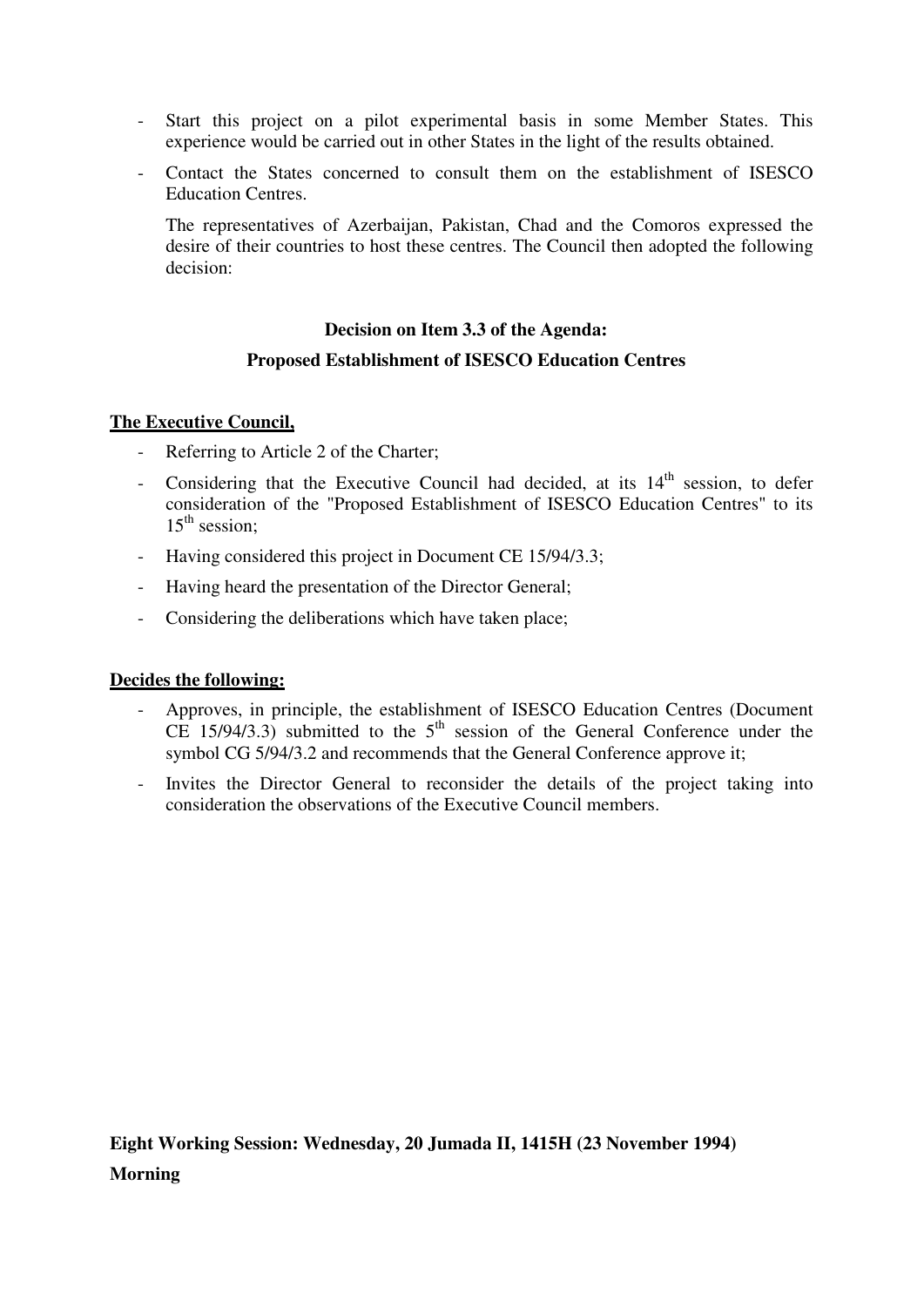- Start this project on a pilot experimental basis in some Member States. This experience would be carried out in other States in the light of the results obtained.
- Contact the States concerned to consult them on the establishment of ISESCO Education Centres.

  The representatives of Azerbaijan, Pakistan, Chad and the Comoros expressed the desire of their countries to host these centres. The Council then adopted the following decision:

**Decision on Item 3.3 of the Agenda:**

**Proposed Establishment of ISESCO Education Centres**

**The Executive Council,**

- Referring to Article 2 of the Charter;
- Considering that the Executive Council had decided, at its 14th session, to defer consideration of the "Proposed Establishment of ISESCO Education Centres" to its 15th session;
- Having considered this project in Document CE 15/94/3.3;
- Having heard the presentation of the Director General;
- Considering the deliberations which have taken place;

**Decides the following:**

- Approves, in principle, the establishment of ISESCO Education Centres (Document CE 15/94/3.3) submitted to the 5th session of the General Conference under the symbol CG 5/94/3.2 and recommends that the General Conference approve it;
- Invites the Director General to reconsider the details of the project taking into consideration the observations of the Executive Council members.

**Eight Working Session: Wednesday, 20 Jumada II, 1415H (23 November 1994)**

**Morning**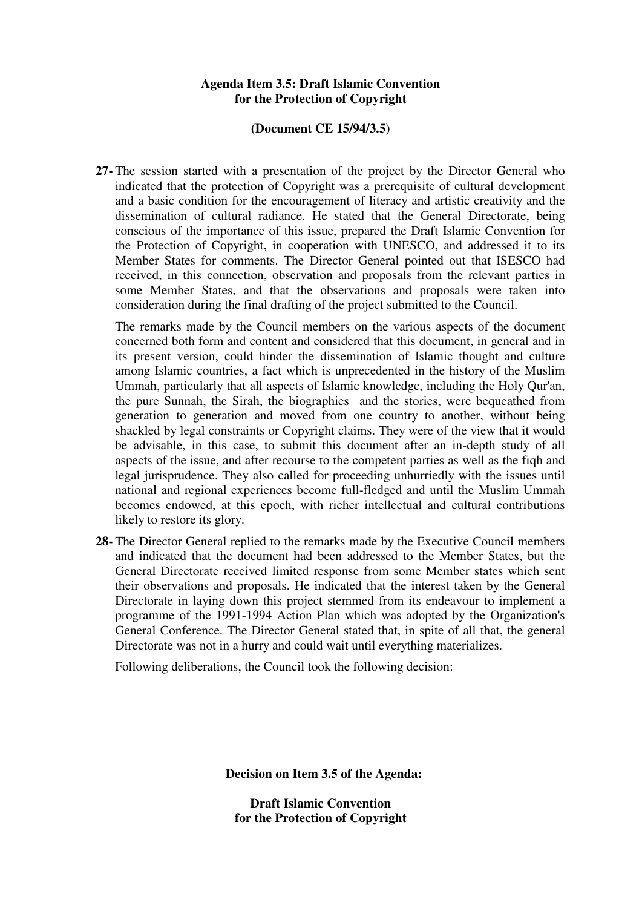**Agenda Item 3.5: Draft Islamic Convention for the Protection of Copyright**

**(Document CE 15/94/3.5)**

**27-** The session started with a presentation of the project by the Director General who indicated that the protection of Copyright was a prerequisite of cultural development and a basic condition for the encouragement of literacy and artistic creativity and the dissemination of cultural radiance. He stated that the General Directorate, being conscious of the importance of this issue, prepared the Draft Islamic Convention for the Protection of Copyright, in cooperation with UNESCO, and addressed it to its Member States for comments. The Director General pointed out that ISESCO had received, in this connection, observation and proposals from the relevant parties in some Member States, and that the observations and proposals were taken into consideration during the final drafting of the project submitted to the Council.

The remarks made by the Council members on the various aspects of the document concerned both form and content and considered that this document, in general and in its present version, could hinder the dissemination of Islamic thought and culture among Islamic countries, a fact which is unprecedented in the history of the Muslim Ummah, particularly that all aspects of Islamic knowledge, including the Holy Qur'an, the pure Sunnah, the Sirah, the biographies and the stories, were bequeathed from generation to generation and moved from one country to another, without being shackled by legal constraints or Copyright claims. They were of the view that it would be advisable, in this case, to submit this document after an in-depth study of all aspects of the issue, and after recourse to the competent parties as well as the fiqh and legal jurisprudence. They also called for proceeding unhurriedly with the issues until national and regional experiences become full-fledged and until the Muslim Ummah becomes endowed, at this epoch, with richer intellectual and cultural contributions likely to restore its glory.

**28-** The Director General replied to the remarks made by the Executive Council members and indicated that the document had been addressed to the Member States, but the General Directorate received limited response from some Member states which sent their observations and proposals. He indicated that the interest taken by the General Directorate in laying down this project stemmed from its endeavour to implement a programme of the 1991-1994 Action Plan which was adopted by the Organization's General Conference. The Director General stated that, in spite of all that, the general Directorate was not in a hurry and could wait until everything materializes.

Following deliberations, the Council took the following decision:

**Decision on Item 3.5 of the Agenda:**

**Draft Islamic Convention for the Protection of Copyright**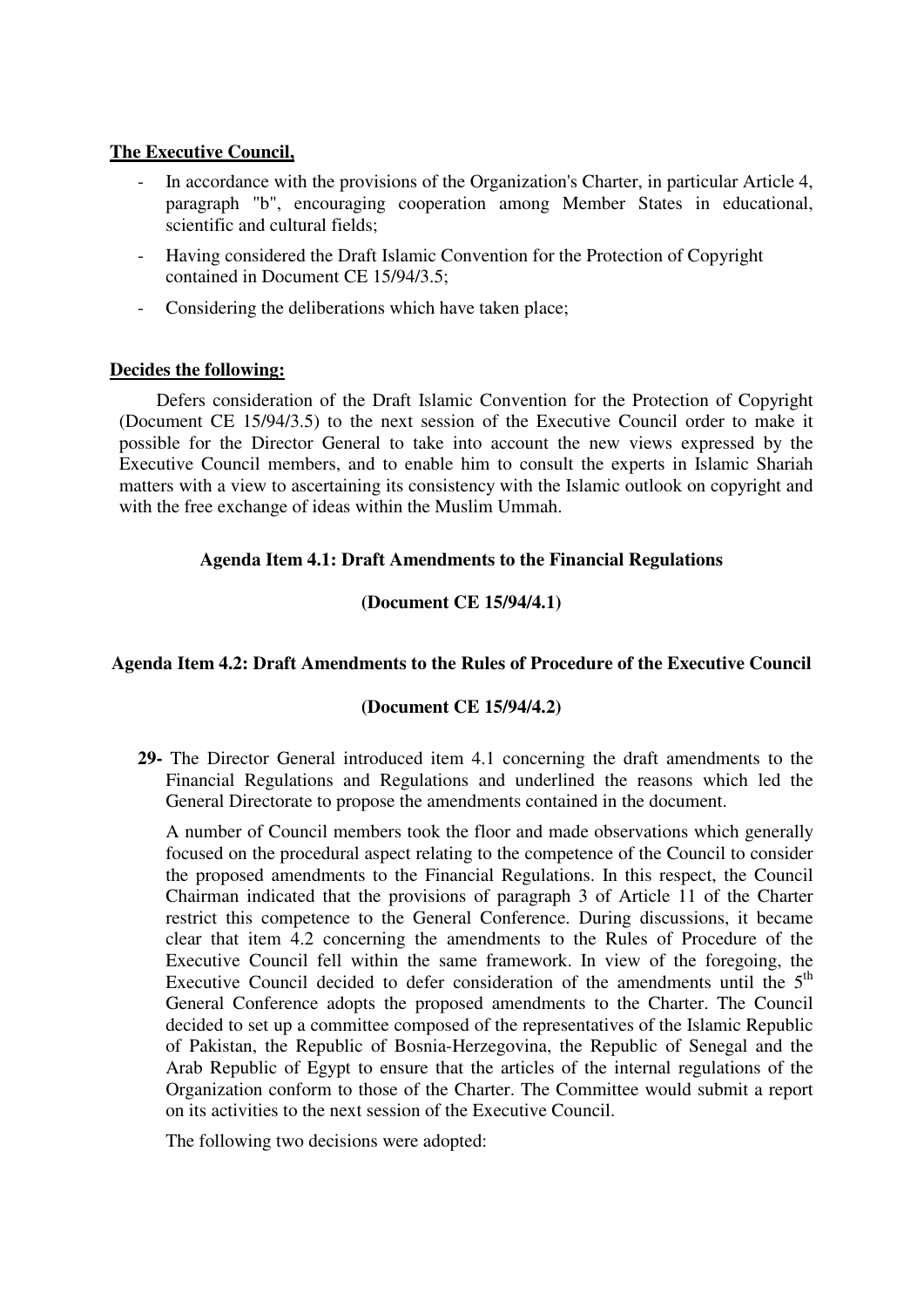**The Executive Council,**

- In accordance with the provisions of the Organization's Charter, in particular Article 4, paragraph "b", encouraging cooperation among Member States in educational, scientific and cultural fields;
- Having considered the Draft Islamic Convention for the Protection of Copyright contained in Document CE 15/94/3.5;
- Considering the deliberations which have taken place;

**Decides the following:**

Defers consideration of the Draft Islamic Convention for the Protection of Copyright (Document CE 15/94/3.5) to the next session of the Executive Council order to make it possible for the Director General to take into account the new views expressed by the Executive Council members, and to enable him to consult the experts in Islamic Shariah matters with a view to ascertaining its consistency with the Islamic outlook on copyright and with the free exchange of ideas within the Muslim Ummah.

**Agenda Item 4.1: Draft Amendments to the Financial Regulations**

**(Document CE 15/94/4.1)**

**Agenda Item 4.2: Draft Amendments to the Rules of Procedure of the Executive Council**

**(Document CE 15/94/4.2)**

**29-** The Director General introduced item 4.1 concerning the draft amendments to the Financial Regulations and Regulations and underlined the reasons which led the General Directorate to propose the amendments contained in the document.

A number of Council members took the floor and made observations which generally focused on the procedural aspect relating to the competence of the Council to consider the proposed amendments to the Financial Regulations. In this respect, the Council Chairman indicated that the provisions of paragraph 3 of Article 11 of the Charter restrict this competence to the General Conference. During discussions, it became clear that item 4.2 concerning the amendments to the Rules of Procedure of the Executive Council fell within the same framework. In view of the foregoing, the Executive Council decided to defer consideration of the amendments until the 5th General Conference adopts the proposed amendments to the Charter. The Council decided to set up a committee composed of the representatives of the Islamic Republic of Pakistan, the Republic of Bosnia-Herzegovina, the Republic of Senegal and the Arab Republic of Egypt to ensure that the articles of the internal regulations of the Organization conform to those of the Charter. The Committee would submit a report on its activities to the next session of the Executive Council.

The following two decisions were adopted: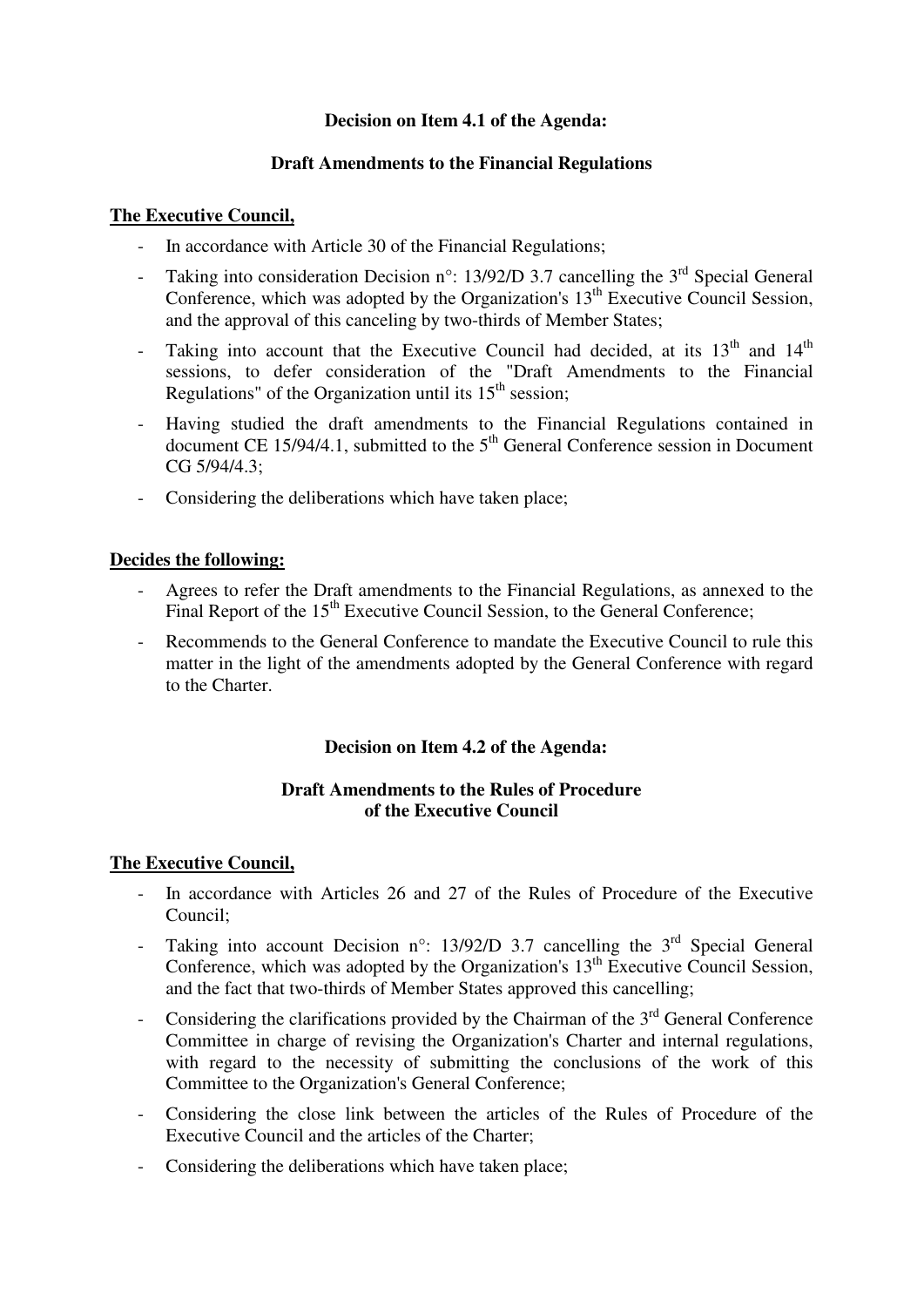**Decision on Item 4.1 of the Agenda:**

**Draft Amendments to the Financial Regulations**

**The Executive Council,**

- In accordance with Article 30 of the Financial Regulations;
- Taking into consideration Decision n°: 13/92/D 3.7 cancelling the 3rd Special General Conference, which was adopted by the Organization's 13th Executive Council Session, and the approval of this canceling by two-thirds of Member States;
- Taking into account that the Executive Council had decided, at its 13th and 14th sessions, to defer consideration of the "Draft Amendments to the Financial Regulations" of the Organization until its 15th session;
- Having studied the draft amendments to the Financial Regulations contained in document CE 15/94/4.1, submitted to the 5th General Conference session in Document CG 5/94/4.3;
- Considering the deliberations which have taken place;

**Decides the following:**

- Agrees to refer the Draft amendments to the Financial Regulations, as annexed to the Final Report of the 15th Executive Council Session, to the General Conference;
- Recommends to the General Conference to mandate the Executive Council to rule this matter in the light of the amendments adopted by the General Conference with regard to the Charter.

**Decision on Item 4.2 of the Agenda:**

**Draft Amendments to the Rules of Procedure of the Executive Council**

**The Executive Council,**

- In accordance with Articles 26 and 27 of the Rules of Procedure of the Executive Council;
- Taking into account Decision n°: 13/92/D 3.7 cancelling the 3rd Special General Conference, which was adopted by the Organization's 13th Executive Council Session, and the fact that two-thirds of Member States approved this cancelling;
- Considering the clarifications provided by the Chairman of the 3rd General Conference Committee in charge of revising the Organization's Charter and internal regulations, with regard to the necessity of submitting the conclusions of the work of this Committee to the Organization's General Conference;
- Considering the close link between the articles of the Rules of Procedure of the Executive Council and the articles of the Charter;
- Considering the deliberations which have taken place;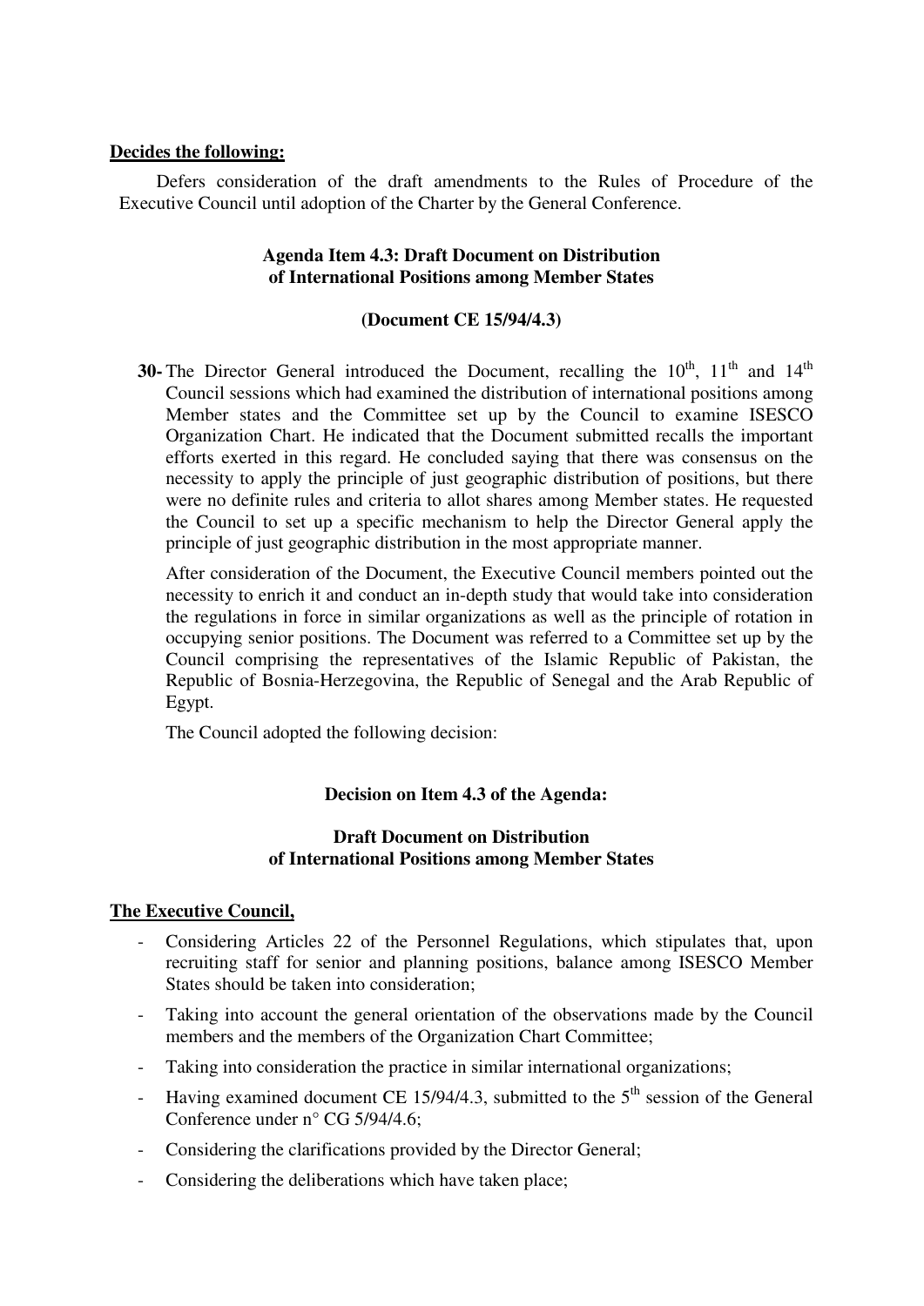**Decides the following:**

Defers consideration of the draft amendments to the Rules of Procedure of the Executive Council until adoption of the Charter by the General Conference.

### Agenda Item 4.3: Draft Document on Distribution of International Positions among Member States

**(Document CE 15/94/4.3)**

**30-** The Director General introduced the Document, recalling the 10th, 11th and 14th Council sessions which had examined the distribution of international positions among Member states and the Committee set up by the Council to examine ISESCO Organization Chart. He indicated that the Document submitted recalls the important efforts exerted in this regard. He concluded saying that there was consensus on the necessity to apply the principle of just geographic distribution of positions, but there were no definite rules and criteria to allot shares among Member states. He requested the Council to set up a specific mechanism to help the Director General apply the principle of just geographic distribution in the most appropriate manner.

After consideration of the Document, the Executive Council members pointed out the necessity to enrich it and conduct an in-depth study that would take into consideration the regulations in force in similar organizations as well as the principle of rotation in occupying senior positions. The Document was referred to a Committee set up by the Council comprising the representatives of the Islamic Republic of Pakistan, the Republic of Bosnia-Herzegovina, the Republic of Senegal and the Arab Republic of Egypt.

The Council adopted the following decision:

### Decision on Item 4.3 of the Agenda:

### Draft Document on Distribution of International Positions among Member States

**The Executive Council,**

- Considering Articles 22 of the Personnel Regulations, which stipulates that, upon recruiting staff for senior and planning positions, balance among ISESCO Member States should be taken into consideration;
- Taking into account the general orientation of the observations made by the Council members and the members of the Organization Chart Committee;
- Taking into consideration the practice in similar international organizations;
- Having examined document CE 15/94/4.3, submitted to the 5th session of the General Conference under n° CG 5/94/4.6;
- Considering the clarifications provided by the Director General;
- Considering the deliberations which have taken place;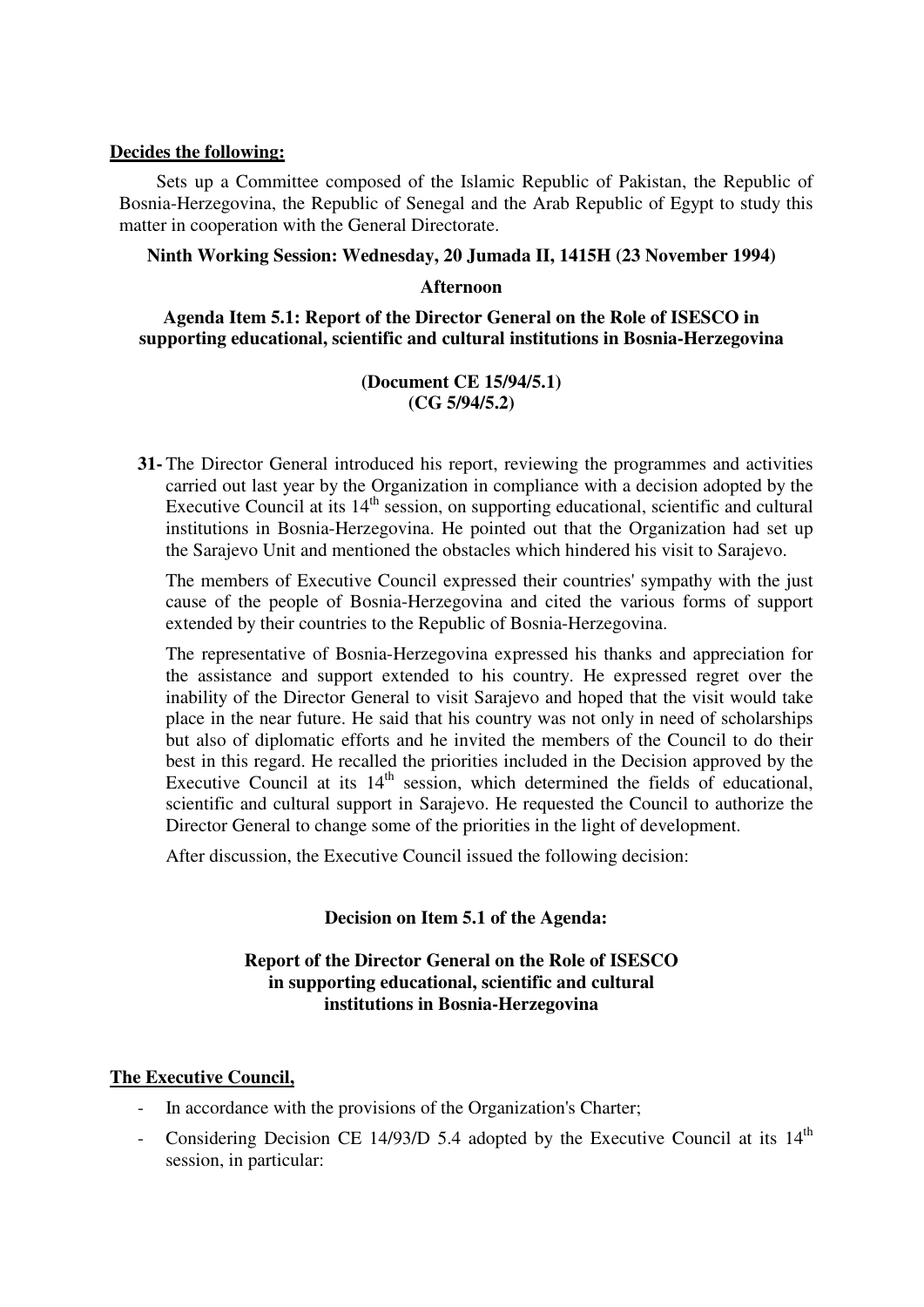**Decides the following:**

Sets up a Committee composed of the Islamic Republic of Pakistan, the Republic of Bosnia-Herzegovina, the Republic of Senegal and the Arab Republic of Egypt to study this matter in cooperation with the General Directorate.

**Ninth Working Session: Wednesday, 20 Jumada II, 1415H (23 November 1994)**

**Afternoon**

**Agenda Item 5.1: Report of the Director General on the Role of ISESCO in supporting educational, scientific and cultural institutions in Bosnia-Herzegovina**

**(Document CE 15/94/5.1)**
**(CG 5/94/5.2)**

**31-** The Director General introduced his report, reviewing the programmes and activities carried out last year by the Organization in compliance with a decision adopted by the Executive Council at its 14th session, on supporting educational, scientific and cultural institutions in Bosnia-Herzegovina. He pointed out that the Organization had set up the Sarajevo Unit and mentioned the obstacles which hindered his visit to Sarajevo.

The members of Executive Council expressed their countries' sympathy with the just cause of the people of Bosnia-Herzegovina and cited the various forms of support extended by their countries to the Republic of Bosnia-Herzegovina.

The representative of Bosnia-Herzegovina expressed his thanks and appreciation for the assistance and support extended to his country. He expressed regret over the inability of the Director General to visit Sarajevo and hoped that the visit would take place in the near future. He said that his country was not only in need of scholarships but also of diplomatic efforts and he invited the members of the Council to do their best in this regard. He recalled the priorities included in the Decision approved by the Executive Council at its 14th session, which determined the fields of educational, scientific and cultural support in Sarajevo. He requested the Council to authorize the Director General to change some of the priorities in the light of development.

After discussion, the Executive Council issued the following decision:

**Decision on Item 5.1 of the Agenda:**

**Report of the Director General on the Role of ISESCO in supporting educational, scientific and cultural institutions in Bosnia-Herzegovina**

**The Executive Council,**

- In accordance with the provisions of the Organization's Charter;
- Considering Decision CE 14/93/D 5.4 adopted by the Executive Council at its 14th session, in particular: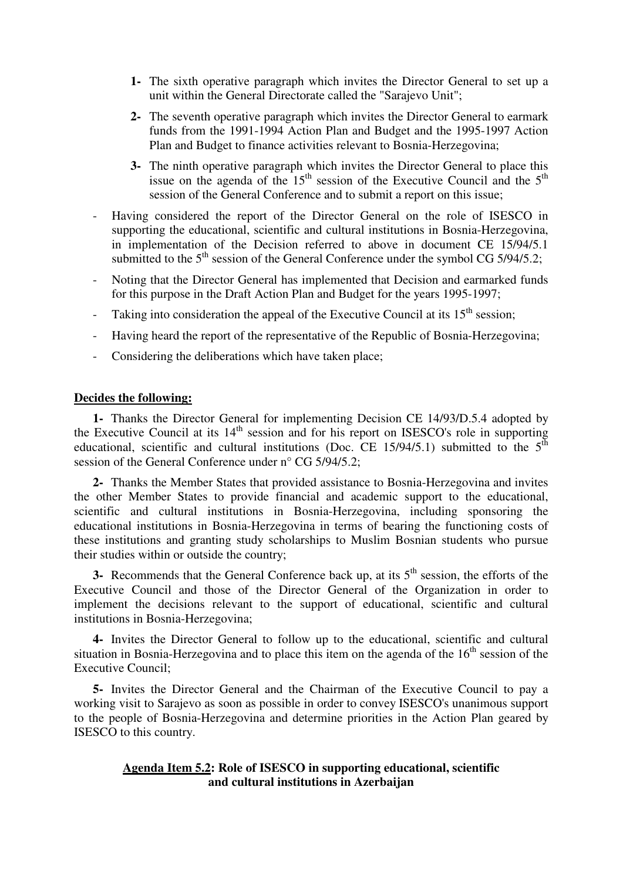1- The sixth operative paragraph which invites the Director General to set up a unit within the General Directorate called the "Sarajevo Unit";

2- The seventh operative paragraph which invites the Director General to earmark funds from the 1991-1994 Action Plan and Budget and the 1995-1997 Action Plan and Budget to finance activities relevant to Bosnia-Herzegovina;

3- The ninth operative paragraph which invites the Director General to place this issue on the agenda of the 15th session of the Executive Council and the 5th session of the General Conference and to submit a report on this issue;

- Having considered the report of the Director General on the role of ISESCO in supporting the educational, scientific and cultural institutions in Bosnia-Herzegovina, in implementation of the Decision referred to above in document CE 15/94/5.1 submitted to the 5th session of the General Conference under the symbol CG 5/94/5.2;
- Noting that the Director General has implemented that Decision and earmarked funds for this purpose in the Draft Action Plan and Budget for the years 1995-1997;
- Taking into consideration the appeal of the Executive Council at its 15th session;
- Having heard the report of the representative of the Republic of Bosnia-Herzegovina;
- Considering the deliberations which have taken place;

**Decides the following:**

**1-** Thanks the Director General for implementing Decision CE 14/93/D.5.4 adopted by the Executive Council at its 14th session and for his report on ISESCO's role in supporting educational, scientific and cultural institutions (Doc. CE 15/94/5.1) submitted to the 5th session of the General Conference under n° CG 5/94/5.2;

**2-** Thanks the Member States that provided assistance to Bosnia-Herzegovina and invites the other Member States to provide financial and academic support to the educational, scientific and cultural institutions in Bosnia-Herzegovina, including sponsoring the educational institutions in Bosnia-Herzegovina in terms of bearing the functioning costs of these institutions and granting study scholarships to Muslim Bosnian students who pursue their studies within or outside the country;

**3-** Recommends that the General Conference back up, at its 5th session, the efforts of the Executive Council and those of the Director General of the Organization in order to implement the decisions relevant to the support of educational, scientific and cultural institutions in Bosnia-Herzegovina;

**4-** Invites the Director General to follow up to the educational, scientific and cultural situation in Bosnia-Herzegovina and to place this item on the agenda of the 16th session of the Executive Council;

**5-** Invites the Director General and the Chairman of the Executive Council to pay a working visit to Sarajevo as soon as possible in order to convey ISESCO's unanimous support to the people of Bosnia-Herzegovina and determine priorities in the Action Plan geared by ISESCO to this country.

## Agenda Item 5.2: Role of ISESCO in supporting educational, scientific and cultural institutions in Azerbaijan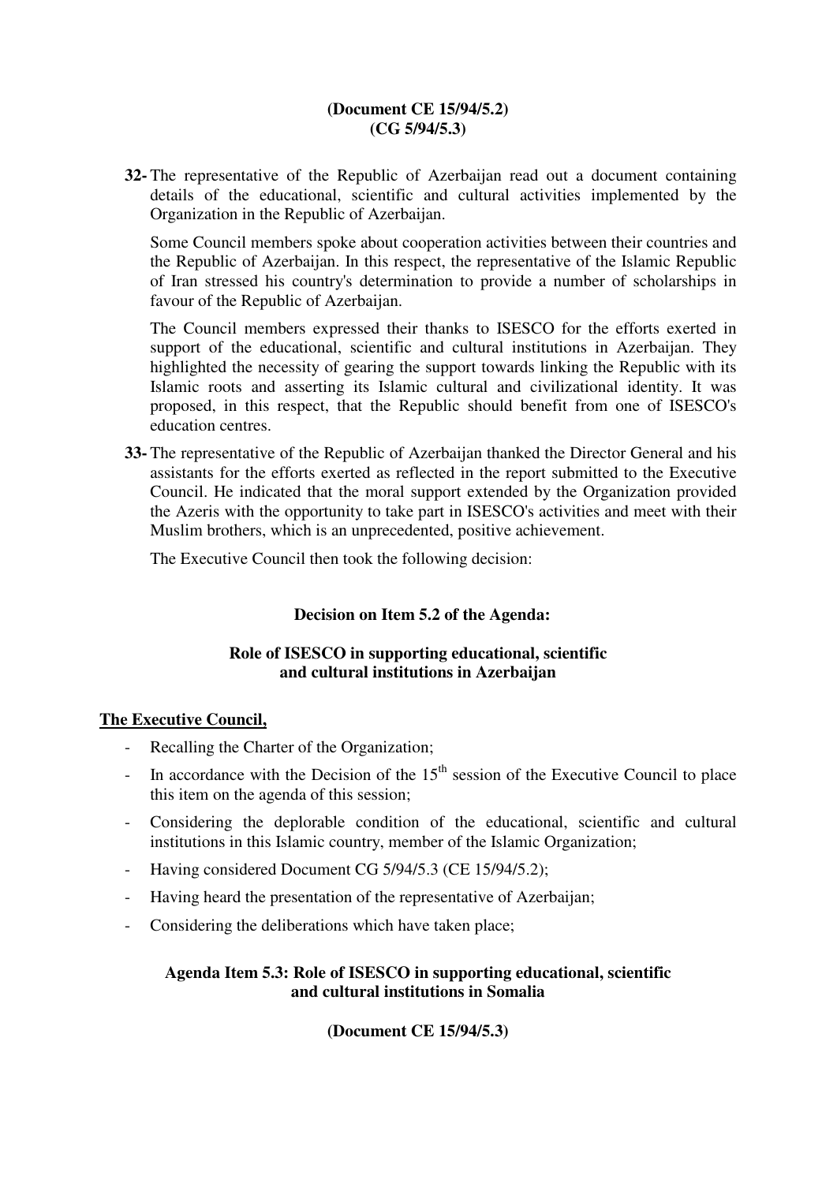**(Document CE 15/94/5.2)**
**(CG 5/94/5.3)**

**32-** The representative of the Republic of Azerbaijan read out a document containing details of the educational, scientific and cultural activities implemented by the Organization in the Republic of Azerbaijan.

Some Council members spoke about cooperation activities between their countries and the Republic of Azerbaijan. In this respect, the representative of the Islamic Republic of Iran stressed his country's determination to provide a number of scholarships in favour of the Republic of Azerbaijan.

The Council members expressed their thanks to ISESCO for the efforts exerted in support of the educational, scientific and cultural institutions in Azerbaijan. They highlighted the necessity of gearing the support towards linking the Republic with its Islamic roots and asserting its Islamic cultural and civilizational identity. It was proposed, in this respect, that the Republic should benefit from one of ISESCO's education centres.

**33-** The representative of the Republic of Azerbaijan thanked the Director General and his assistants for the efforts exerted as reflected in the report submitted to the Executive Council. He indicated that the moral support extended by the Organization provided the Azeris with the opportunity to take part in ISESCO's activities and meet with their Muslim brothers, which is an unprecedented, positive achievement.

The Executive Council then took the following decision:

**Decision on Item 5.2 of the Agenda:**

**Role of ISESCO in supporting educational, scientific and cultural institutions in Azerbaijan**

**The Executive Council,**

- Recalling the Charter of the Organization;
- In accordance with the Decision of the 15th session of the Executive Council to place this item on the agenda of this session;
- Considering the deplorable condition of the educational, scientific and cultural institutions in this Islamic country, member of the Islamic Organization;
- Having considered Document CG 5/94/5.3 (CE 15/94/5.2);
- Having heard the presentation of the representative of Azerbaijan;
- Considering the deliberations which have taken place;

**Agenda Item 5.3: Role of ISESCO in supporting educational, scientific and cultural institutions in Somalia**

**(Document CE 15/94/5.3)**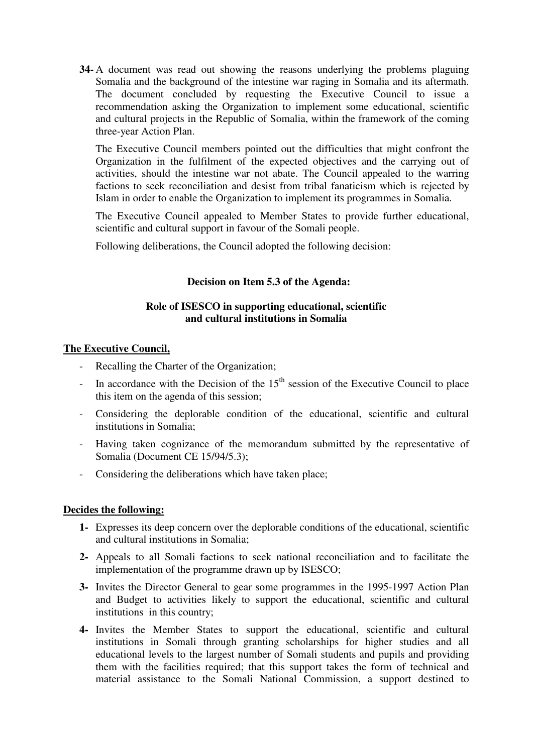**34-** A document was read out showing the reasons underlying the problems plaguing Somalia and the background of the intestine war raging in Somalia and its aftermath. The document concluded by requesting the Executive Council to issue a recommendation asking the Organization to implement some educational, scientific and cultural projects in the Republic of Somalia, within the framework of the coming three-year Action Plan.

The Executive Council members pointed out the difficulties that might confront the Organization in the fulfilment of the expected objectives and the carrying out of activities, should the intestine war not abate. The Council appealed to the warring factions to seek reconciliation and desist from tribal fanaticism which is rejected by Islam in order to enable the Organization to implement its programmes in Somalia.

The Executive Council appealed to Member States to provide further educational, scientific and cultural support in favour of the Somali people.

Following deliberations, the Council adopted the following decision:

**Decision on Item 5.3 of the Agenda:**

**Role of ISESCO in supporting educational, scientific and cultural institutions in Somalia**

**The Executive Council,**

- Recalling the Charter of the Organization;
- In accordance with the Decision of the 15th session of the Executive Council to place this item on the agenda of this session;
- Considering the deplorable condition of the educational, scientific and cultural institutions in Somalia;
- Having taken cognizance of the memorandum submitted by the representative of Somalia (Document CE 15/94/5.3);
- Considering the deliberations which have taken place;

**Decides the following:**

**1-** Expresses its deep concern over the deplorable conditions of the educational, scientific and cultural institutions in Somalia;

**2-** Appeals to all Somali factions to seek national reconciliation and to facilitate the implementation of the programme drawn up by ISESCO;

**3-** Invites the Director General to gear some programmes in the 1995-1997 Action Plan and Budget to activities likely to support the educational, scientific and cultural institutions in this country;

**4-** Invites the Member States to support the educational, scientific and cultural institutions in Somali through granting scholarships for higher studies and all educational levels to the largest number of Somali students and pupils and providing them with the facilities required; that this support takes the form of technical and material assistance to the Somali National Commission, a support destined to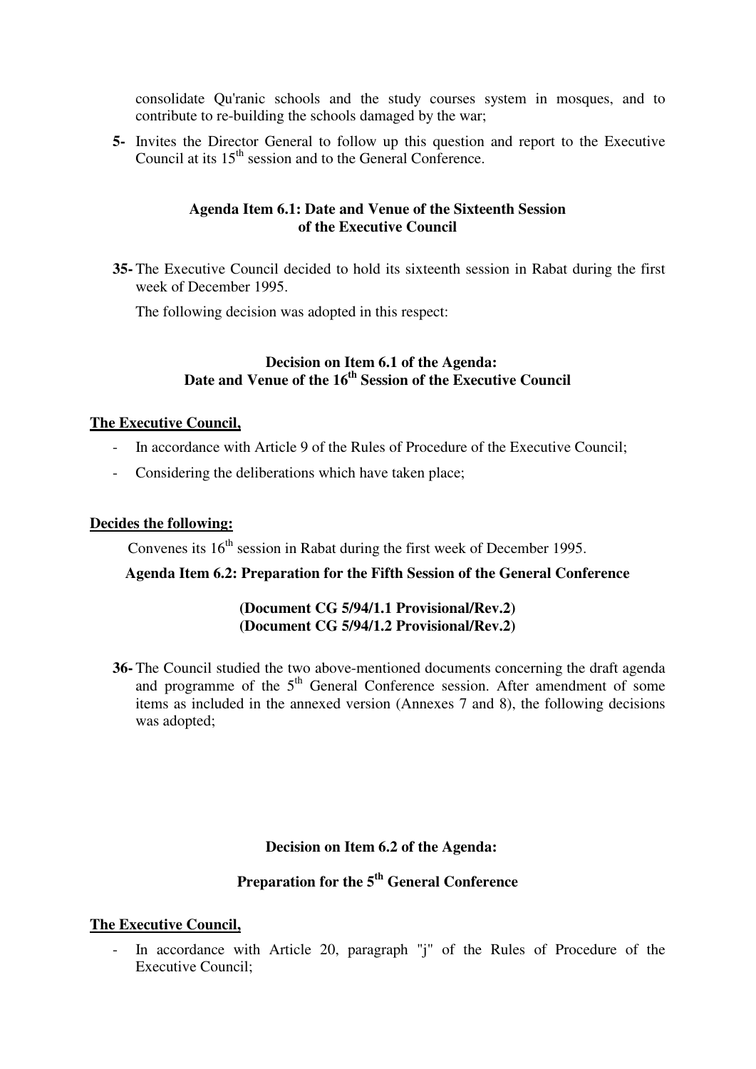consolidate Qu'ranic schools and the study courses system in mosques, and to contribute to re-building the schools damaged by the war;

**5-** Invites the Director General to follow up this question and report to the Executive Council at its 15th session and to the General Conference.

### Agenda Item 6.1: Date and Venue of the Sixteenth Session of the Executive Council

**35-** The Executive Council decided to hold its sixteenth session in Rabat during the first week of December 1995.

The following decision was adopted in this respect:

### Decision on Item 6.1 of the Agenda: Date and Venue of the 16th Session of the Executive Council

**The Executive Council,**

- In accordance with Article 9 of the Rules of Procedure of the Executive Council;
- Considering the deliberations which have taken place;

**Decides the following:**

Convenes its 16th session in Rabat during the first week of December 1995.

### Agenda Item 6.2: Preparation for the Fifth Session of the General Conference

**(Document CG 5/94/1.1 Provisional/Rev.2)**
**(Document CG 5/94/1.2 Provisional/Rev.2)**

**36-** The Council studied the two above-mentioned documents concerning the draft agenda and programme of the 5th General Conference session. After amendment of some items as included in the annexed version (Annexes 7 and 8), the following decisions was adopted;

### Decision on Item 6.2 of the Agenda:

### Preparation for the 5th General Conference

**The Executive Council,**

- In accordance with Article 20, paragraph "j" of the Rules of Procedure of the Executive Council;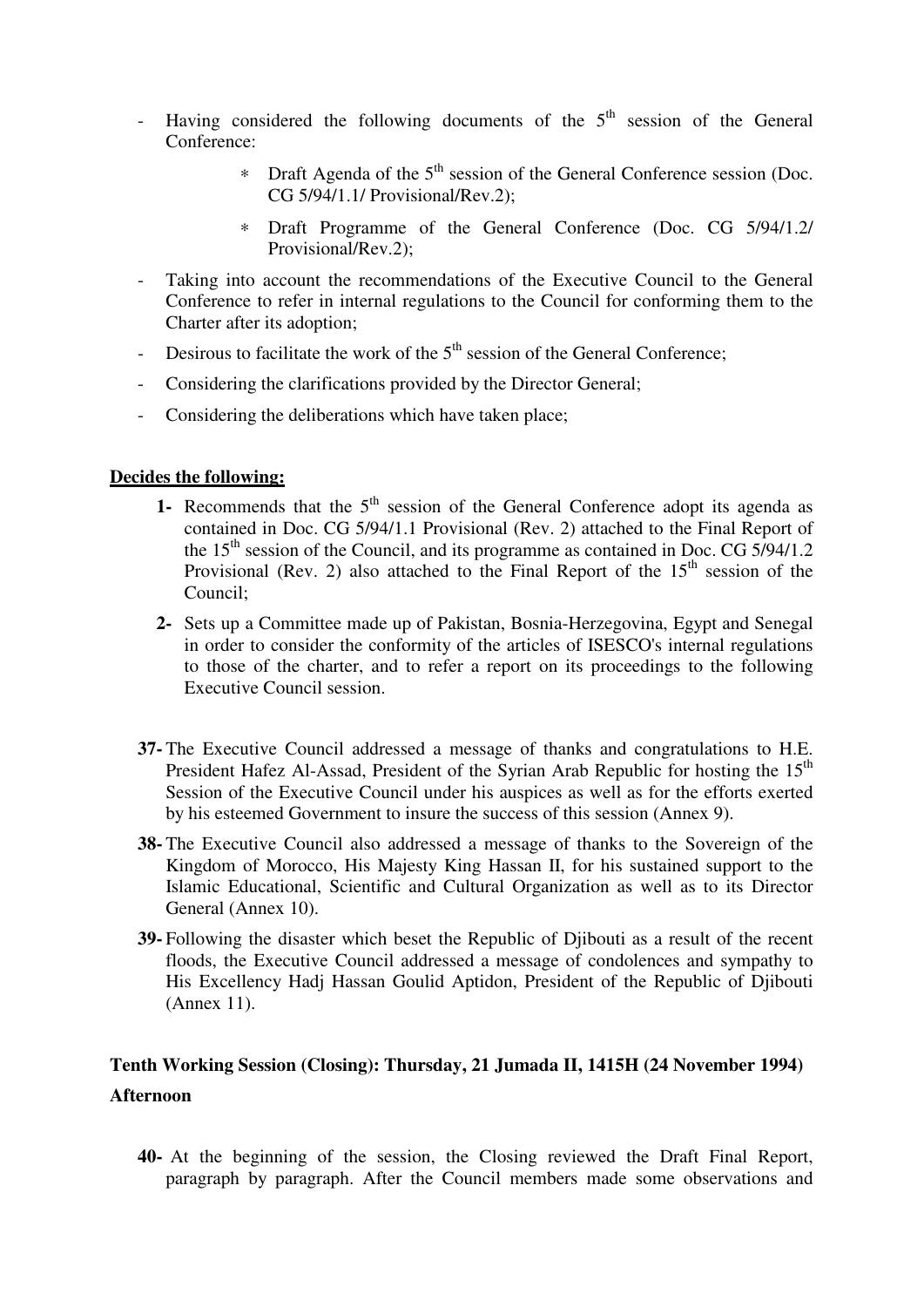- Having considered the following documents of the 5th session of the General Conference:

  * Draft Agenda of the 5th session of the General Conference session (Doc. CG 5/94/1.1/ Provisional/Rev.2);

  * Draft Programme of the General Conference (Doc. CG 5/94/1.2/ Provisional/Rev.2);

- Taking into account the recommendations of the Executive Council to the General Conference to refer in internal regulations to the Council for conforming them to the Charter after its adoption;

- Desirous to facilitate the work of the 5th session of the General Conference;

- Considering the clarifications provided by the Director General;

- Considering the deliberations which have taken place;

**Decides the following:**

1- Recommends that the 5th session of the General Conference adopt its agenda as contained in Doc. CG 5/94/1.1 Provisional (Rev. 2) attached to the Final Report of the 15th session of the Council, and its programme as contained in Doc. CG 5/94/1.2 Provisional (Rev. 2) also attached to the Final Report of the 15th session of the Council;

2- Sets up a Committee made up of Pakistan, Bosnia-Herzegovina, Egypt and Senegal in order to consider the conformity of the articles of ISESCO's internal regulations to those of the charter, and to refer a report on its proceedings to the following Executive Council session.

37- The Executive Council addressed a message of thanks and congratulations to H.E. President Hafez Al-Assad, President of the Syrian Arab Republic for hosting the 15th Session of the Executive Council under his auspices as well as for the efforts exerted by his esteemed Government to insure the success of this session (Annex 9).

38- The Executive Council also addressed a message of thanks to the Sovereign of the Kingdom of Morocco, His Majesty King Hassan II, for his sustained support to the Islamic Educational, Scientific and Cultural Organization as well as to its Director General (Annex 10).

39- Following the disaster which beset the Republic of Djibouti as a result of the recent floods, the Executive Council addressed a message of condolences and sympathy to His Excellency Hadj Hassan Goulid Aptidon, President of the Republic of Djibouti (Annex 11).

**Tenth Working Session (Closing): Thursday, 21 Jumada II, 1415H (24 November 1994) Afternoon**

40- At the beginning of the session, the Closing reviewed the Draft Final Report, paragraph by paragraph. After the Council members made some observations and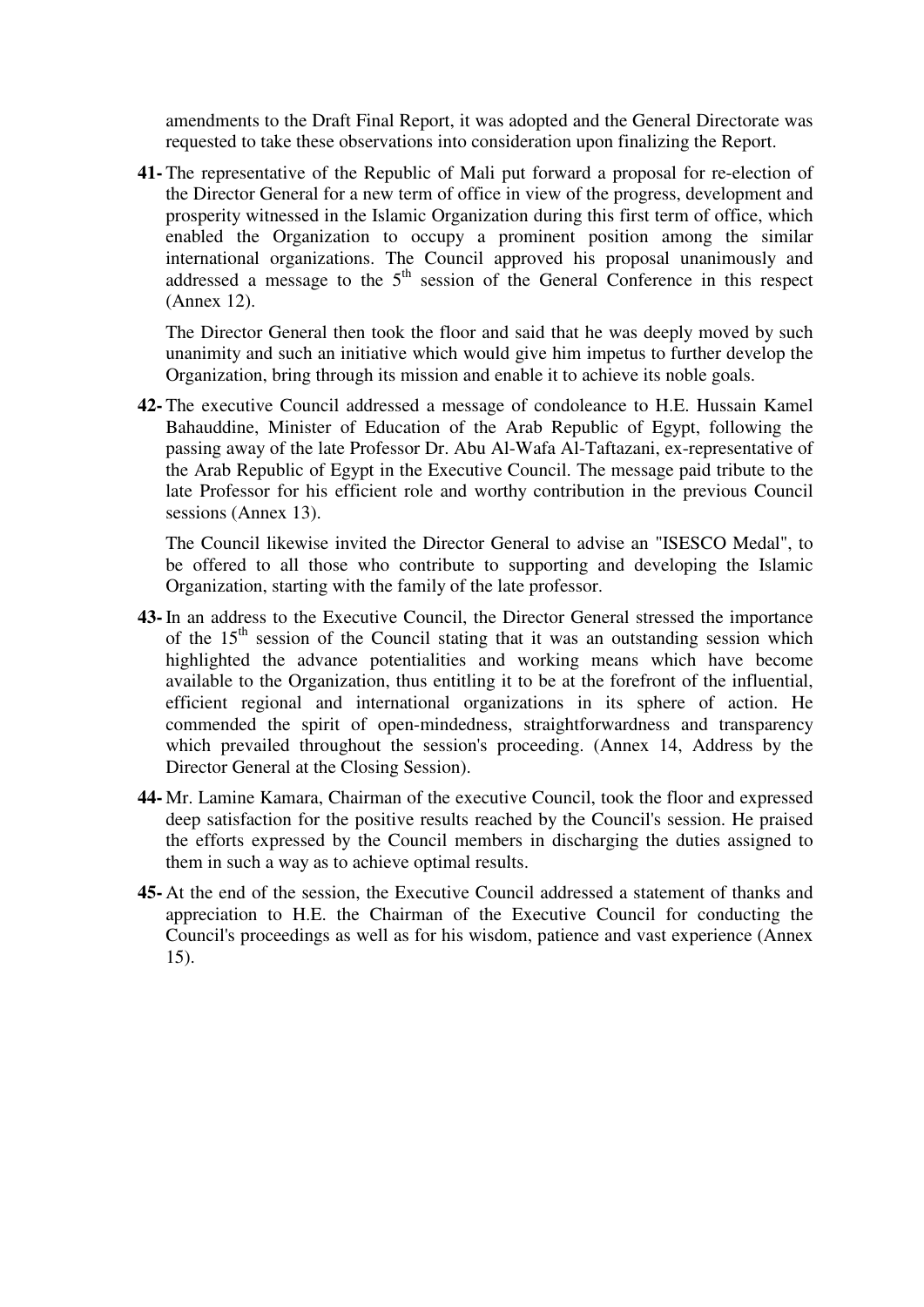amendments to the Draft Final Report, it was adopted and the General Directorate was requested to take these observations into consideration upon finalizing the Report.

**41-** The representative of the Republic of Mali put forward a proposal for re-election of the Director General for a new term of office in view of the progress, development and prosperity witnessed in the Islamic Organization during this first term of office, which enabled the Organization to occupy a prominent position among the similar international organizations. The Council approved his proposal unanimously and addressed a message to the 5th session of the General Conference in this respect (Annex 12).

The Director General then took the floor and said that he was deeply moved by such unanimity and such an initiative which would give him impetus to further develop the Organization, bring through its mission and enable it to achieve its noble goals.

**42-** The executive Council addressed a message of condoleance to H.E. Hussain Kamel Bahauddine, Minister of Education of the Arab Republic of Egypt, following the passing away of the late Professor Dr. Abu Al-Wafa Al-Taftazani, ex-representative of the Arab Republic of Egypt in the Executive Council. The message paid tribute to the late Professor for his efficient role and worthy contribution in the previous Council sessions (Annex 13).

The Council likewise invited the Director General to advise an "ISESCO Medal", to be offered to all those who contribute to supporting and developing the Islamic Organization, starting with the family of the late professor.

**43-** In an address to the Executive Council, the Director General stressed the importance of the 15th session of the Council stating that it was an outstanding session which highlighted the advance potentialities and working means which have become available to the Organization, thus entitling it to be at the forefront of the influential, efficient regional and international organizations in its sphere of action. He commended the spirit of open-mindedness, straightforwardness and transparency which prevailed throughout the session's proceeding. (Annex 14, Address by the Director General at the Closing Session).

**44-** Mr. Lamine Kamara, Chairman of the executive Council, took the floor and expressed deep satisfaction for the positive results reached by the Council's session. He praised the efforts expressed by the Council members in discharging the duties assigned to them in such a way as to achieve optimal results.

**45-** At the end of the session, the Executive Council addressed a statement of thanks and appreciation to H.E. the Chairman of the Executive Council for conducting the Council's proceedings as well as for his wisdom, patience and vast experience (Annex 15).